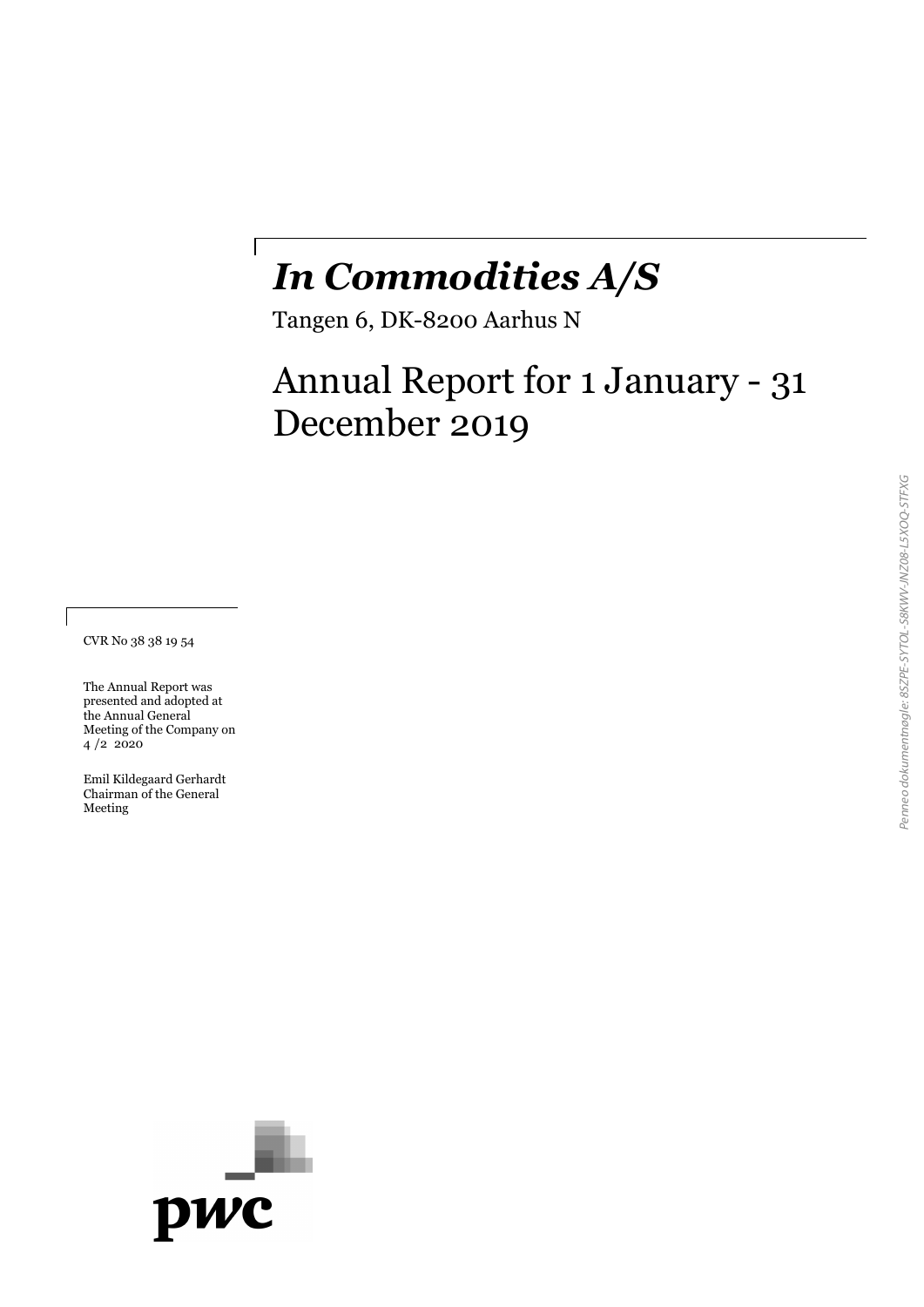# *In Commodities A/S*

Tangen 6, DK-8200 Aarhus N

## Annual Report for 1 January - 31 December 2019

CVR No 38 38 19 54

The Annual Report was presented and adopted at the Annual General Meeting of the Company on 4 /2 2020

Emil Kildegaard Gerhardt
Chairman of the General Meeting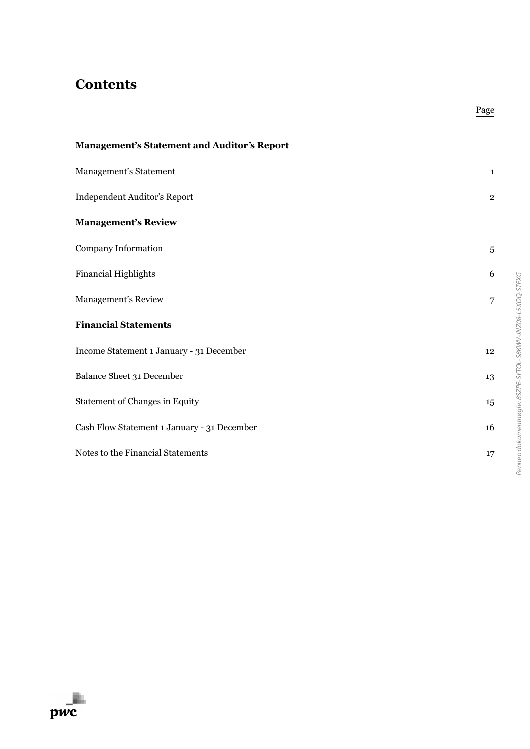# Contents

| | Page |
|---|---|
| **Management's Statement and Auditor's Report** | |
| Management's Statement | 1 |
| Independent Auditor's Report | 2 |
| **Management's Review** | |
| Company Information | 5 |
| Financial Highlights | 6 |
| Management's Review | 7 |
| **Financial Statements** | |
| Income Statement 1 January - 31 December | 12 |
| Balance Sheet 31 December | 13 |
| Statement of Changes in Equity | 15 |
| Cash Flow Statement 1 January - 31 December | 16 |
| Notes to the Financial Statements | 17 |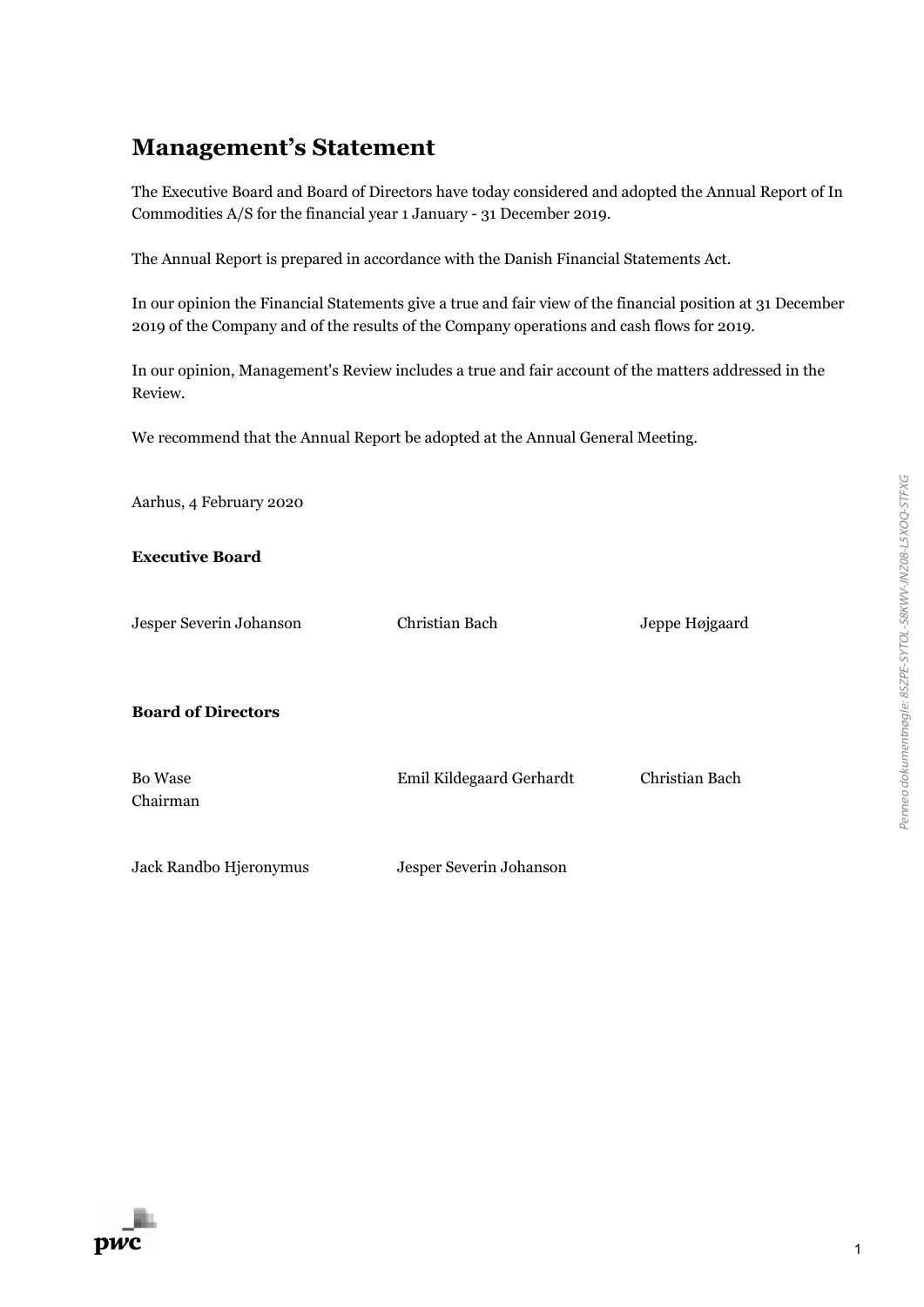# Management's Statement

The Executive Board and Board of Directors have today considered and adopted the Annual Report of In Commodities A/S for the financial year 1 January - 31 December 2019.

The Annual Report is prepared in accordance with the Danish Financial Statements Act.

In our opinion the Financial Statements give a true and fair view of the financial position at 31 December 2019 of the Company and of the results of the Company operations and cash flows for 2019.

In our opinion, Management's Review includes a true and fair account of the matters addressed in the Review.

We recommend that the Annual Report be adopted at the Annual General Meeting.

Aarhus, 4 February 2020

**Executive Board**

| | | |
|---|---|---|
| Jesper Severin Johanson | Christian Bach | Jeppe Højgaard |

**Board of Directors**

| | | |
|---|---|---|
| Bo Wase<br>Chairman | Emil Kildegaard Gerhardt | Christian Bach |
| Jack Randbo Hjeronymus | Jesper Severin Johanson | |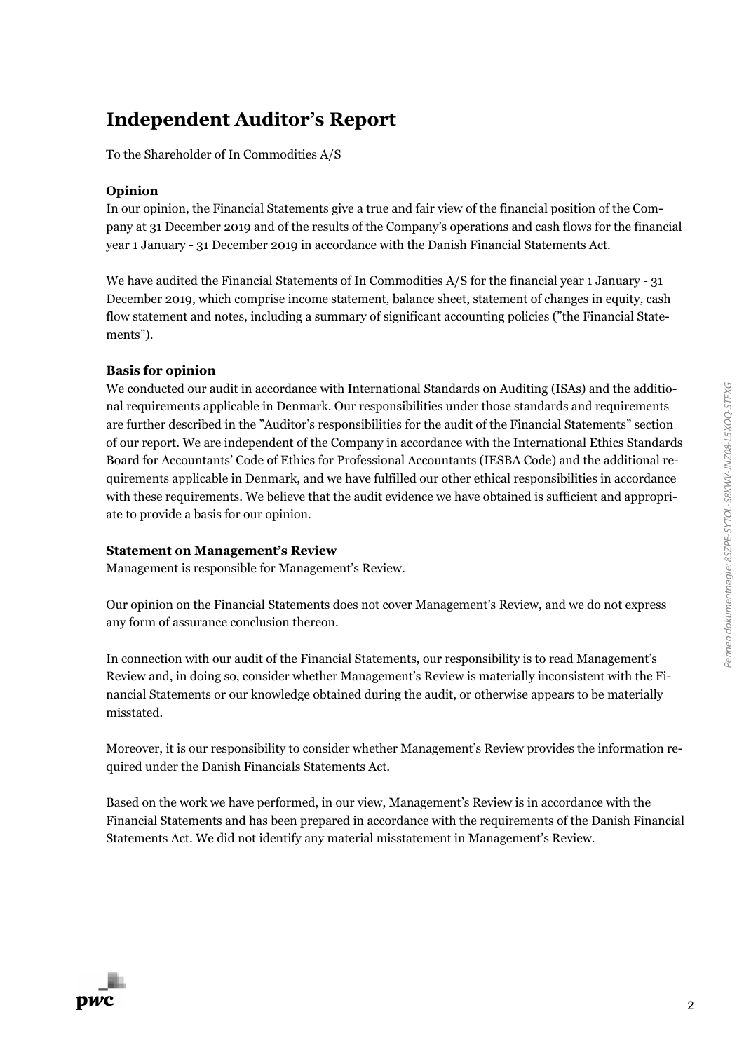# Independent Auditor's Report

To the Shareholder of In Commodities A/S

### Opinion

In our opinion, the Financial Statements give a true and fair view of the financial position of the Company at 31 December 2019 and of the results of the Company's operations and cash flows for the financial year 1 January - 31 December 2019 in accordance with the Danish Financial Statements Act.

We have audited the Financial Statements of In Commodities A/S for the financial year 1 January - 31 December 2019, which comprise income statement, balance sheet, statement of changes in equity, cash flow statement and notes, including a summary of significant accounting policies ("the Financial Statements").

### Basis for opinion

We conducted our audit in accordance with International Standards on Auditing (ISAs) and the additional requirements applicable in Denmark. Our responsibilities under those standards and requirements are further described in the "Auditor's responsibilities for the audit of the Financial Statements" section of our report. We are independent of the Company in accordance with the International Ethics Standards Board for Accountants' Code of Ethics for Professional Accountants (IESBA Code) and the additional requirements applicable in Denmark, and we have fulfilled our other ethical responsibilities in accordance with these requirements. We believe that the audit evidence we have obtained is sufficient and appropriate to provide a basis for our opinion.

### Statement on Management's Review

Management is responsible for Management's Review.

Our opinion on the Financial Statements does not cover Management's Review, and we do not express any form of assurance conclusion thereon.

In connection with our audit of the Financial Statements, our responsibility is to read Management's Review and, in doing so, consider whether Management's Review is materially inconsistent with the Financial Statements or our knowledge obtained during the audit, or otherwise appears to be materially misstated.

Moreover, it is our responsibility to consider whether Management's Review provides the information required under the Danish Financials Statements Act.

Based on the work we have performed, in our view, Management's Review is in accordance with the Financial Statements and has been prepared in accordance with the requirements of the Danish Financial Statements Act. We did not identify any material misstatement in Management's Review.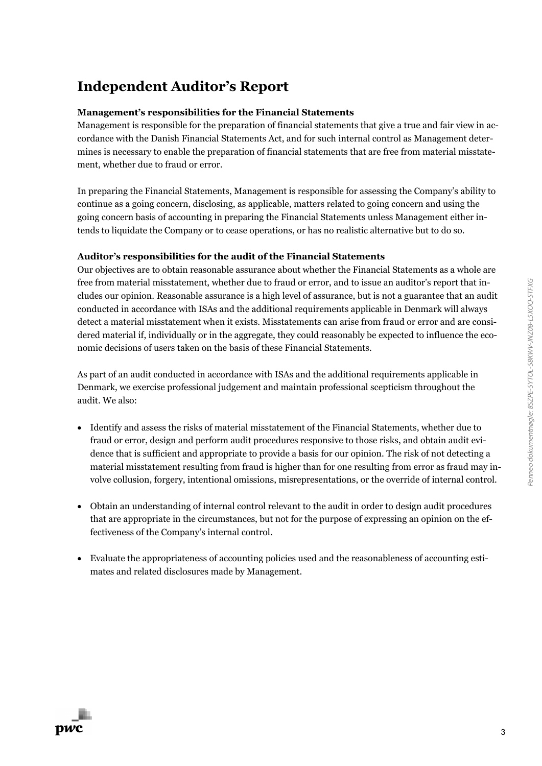# Independent Auditor's Report

### Management's responsibilities for the Financial Statements

Management is responsible for the preparation of financial statements that give a true and fair view in accordance with the Danish Financial Statements Act, and for such internal control as Management determines is necessary to enable the preparation of financial statements that are free from material misstatement, whether due to fraud or error.

In preparing the Financial Statements, Management is responsible for assessing the Company's ability to continue as a going concern, disclosing, as applicable, matters related to going concern and using the going concern basis of accounting in preparing the Financial Statements unless Management either intends to liquidate the Company or to cease operations, or has no realistic alternative but to do so.

### Auditor's responsibilities for the audit of the Financial Statements

Our objectives are to obtain reasonable assurance about whether the Financial Statements as a whole are free from material misstatement, whether due to fraud or error, and to issue an auditor's report that includes our opinion. Reasonable assurance is a high level of assurance, but is not a guarantee that an audit conducted in accordance with ISAs and the additional requirements applicable in Denmark will always detect a material misstatement when it exists. Misstatements can arise from fraud or error and are considered material if, individually or in the aggregate, they could reasonably be expected to influence the economic decisions of users taken on the basis of these Financial Statements.

As part of an audit conducted in accordance with ISAs and the additional requirements applicable in Denmark, we exercise professional judgement and maintain professional scepticism throughout the audit. We also:

- Identify and assess the risks of material misstatement of the Financial Statements, whether due to fraud or error, design and perform audit procedures responsive to those risks, and obtain audit evidence that is sufficient and appropriate to provide a basis for our opinion. The risk of not detecting a material misstatement resulting from fraud is higher than for one resulting from error as fraud may involve collusion, forgery, intentional omissions, misrepresentations, or the override of internal control.

- Obtain an understanding of internal control relevant to the audit in order to design audit procedures that are appropriate in the circumstances, but not for the purpose of expressing an opinion on the effectiveness of the Company's internal control.

- Evaluate the appropriateness of accounting policies used and the reasonableness of accounting estimates and related disclosures made by Management.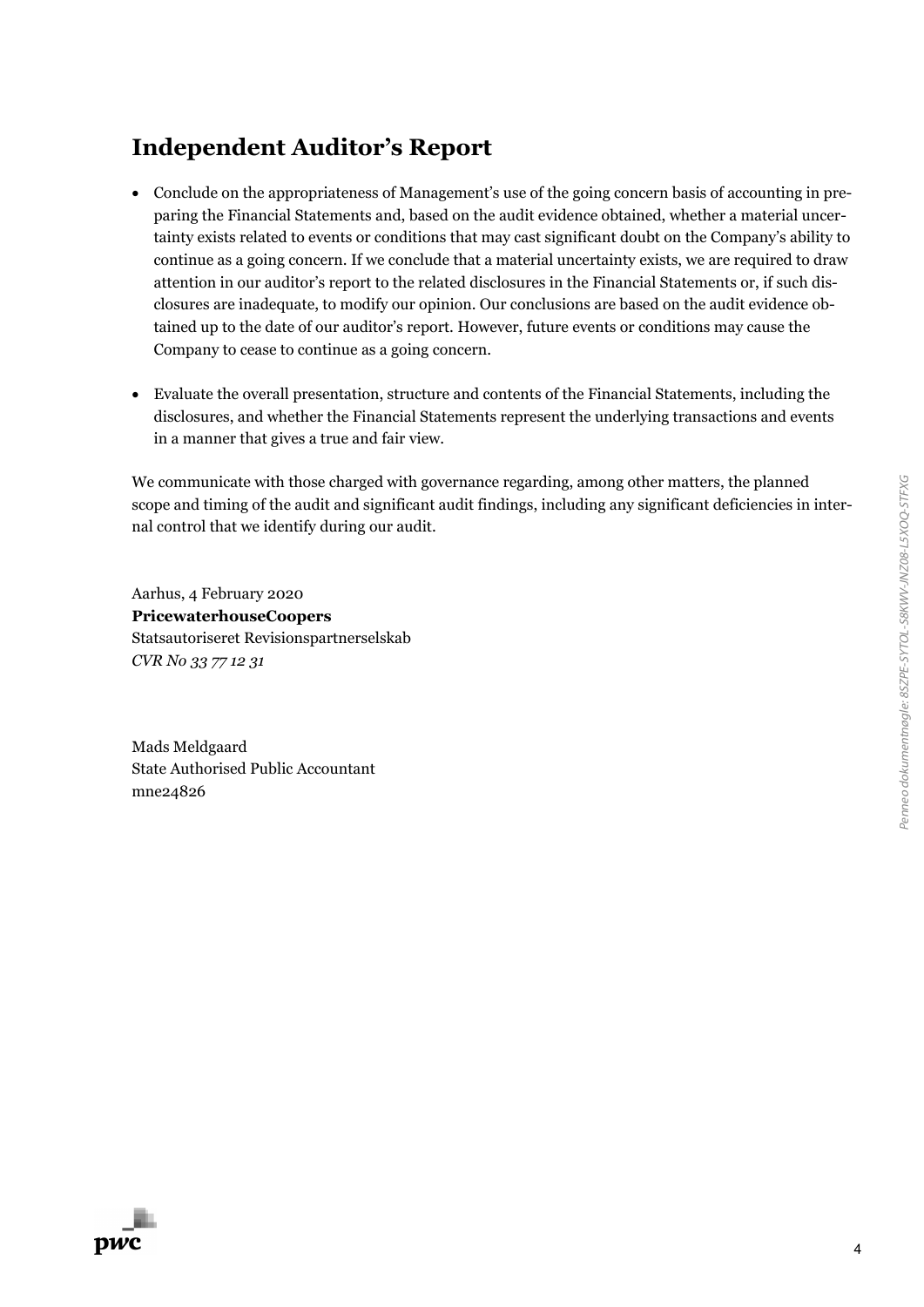## Independent Auditor's Report

- Conclude on the appropriateness of Management's use of the going concern basis of accounting in preparing the Financial Statements and, based on the audit evidence obtained, whether a material uncertainty exists related to events or conditions that may cast significant doubt on the Company's ability to continue as a going concern. If we conclude that a material uncertainty exists, we are required to draw attention in our auditor's report to the related disclosures in the Financial Statements or, if such disclosures are inadequate, to modify our opinion. Our conclusions are based on the audit evidence obtained up to the date of our auditor's report. However, future events or conditions may cause the Company to cease to continue as a going concern.

- Evaluate the overall presentation, structure and contents of the Financial Statements, including the disclosures, and whether the Financial Statements represent the underlying transactions and events in a manner that gives a true and fair view.

We communicate with those charged with governance regarding, among other matters, the planned scope and timing of the audit and significant audit findings, including any significant deficiencies in internal control that we identify during our audit.

Aarhus, 4 February 2020
**PricewaterhouseCoopers**
Statsautoriseret Revisionspartnerselskab
*CVR No 33 77 12 31*

Mads Meldgaard
State Authorised Public Accountant
mne24826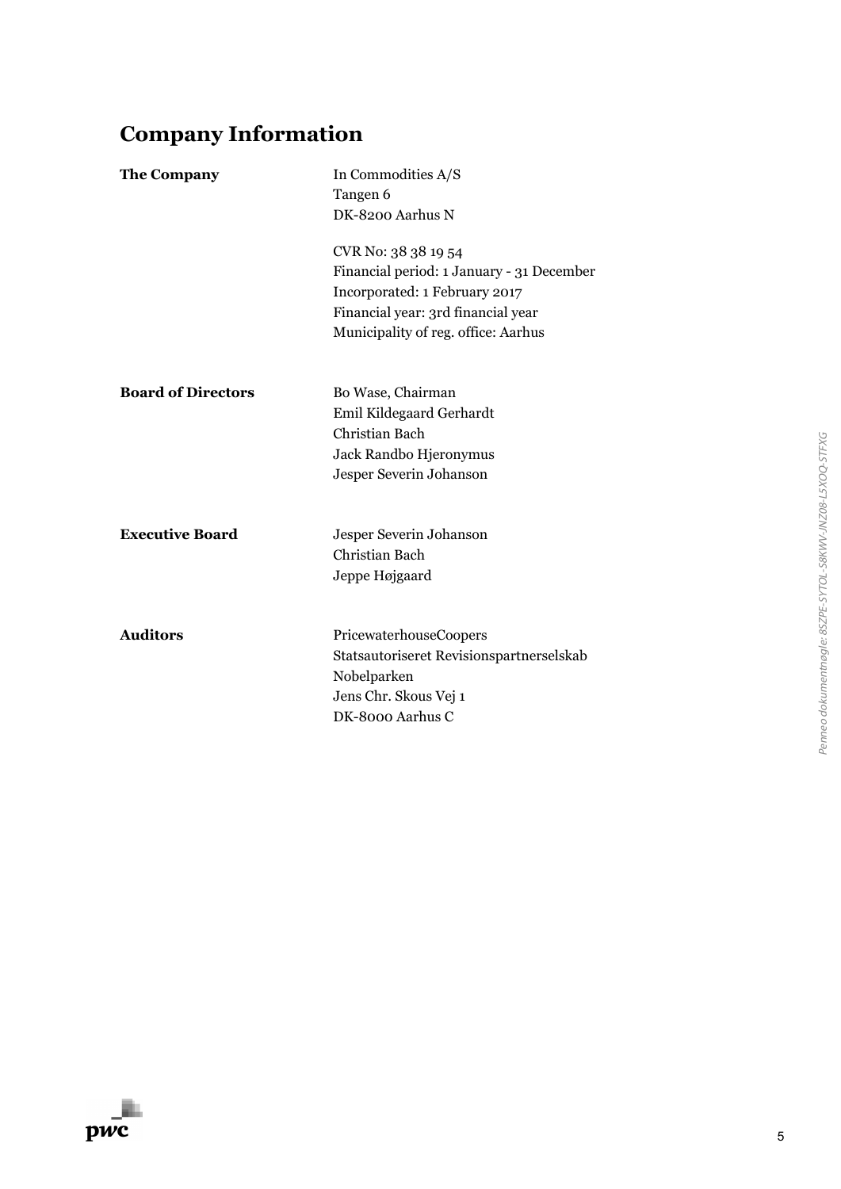# Company Information

| | |
|---|---|
| **The Company** | In Commodities A/S<br>Tangen 6<br>DK-8200 Aarhus N<br><br>CVR No: 38 38 19 54<br>Financial period: 1 January - 31 December<br>Incorporated: 1 February 2017<br>Financial year: 3rd financial year<br>Municipality of reg. office: Aarhus |
| **Board of Directors** | Bo Wase, Chairman<br>Emil Kildegaard Gerhardt<br>Christian Bach<br>Jack Randbo Hjeronymus<br>Jesper Severin Johanson |
| **Executive Board** | Jesper Severin Johanson<br>Christian Bach<br>Jeppe Højgaard |
| **Auditors** | PricewaterhouseCoopers<br>Statsautoriseret Revisionspartnerselskab<br>Nobelparken<br>Jens Chr. Skous Vej 1<br>DK-8000 Aarhus C |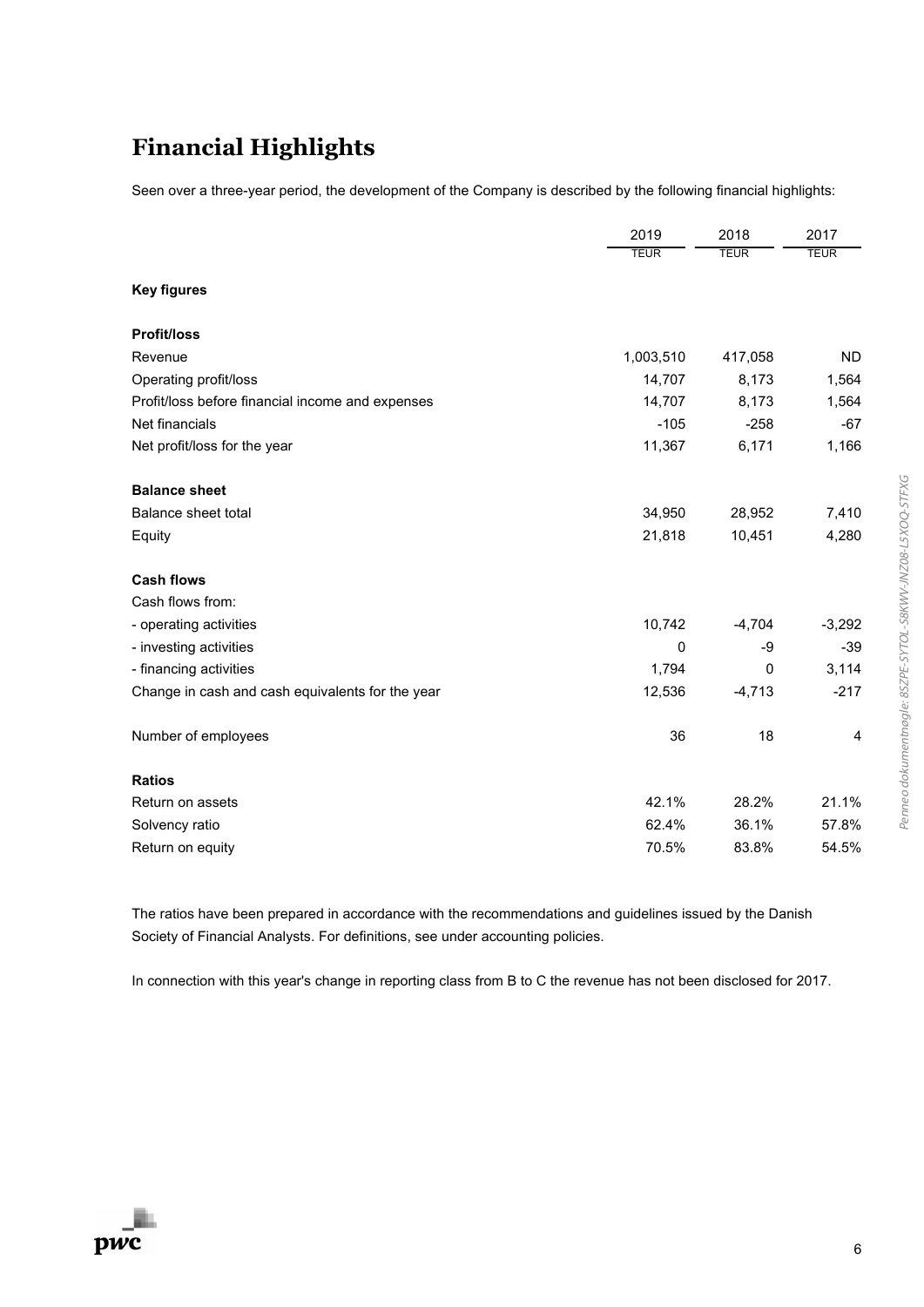# Financial Highlights

Seen over a three-year period, the development of the Company is described by the following financial highlights:

| | 2019 | 2018 | 2017 |
|---|---|---|---|
| | TEUR | TEUR | TEUR |
| **Key figures** | | | |
| **Profit/loss** | | | |
| Revenue | 1,003,510 | 417,058 | ND |
| Operating profit/loss | 14,707 | 8,173 | 1,564 |
| Profit/loss before financial income and expenses | 14,707 | 8,173 | 1,564 |
| Net financials | -105 | -258 | -67 |
| Net profit/loss for the year | 11,367 | 6,171 | 1,166 |
| **Balance sheet** | | | |
| Balance sheet total | 34,950 | 28,952 | 7,410 |
| Equity | 21,818 | 10,451 | 4,280 |
| **Cash flows** | | | |
| Cash flows from: | | | |
| - operating activities | 10,742 | -4,704 | -3,292 |
| - investing activities | 0 | -9 | -39 |
| - financing activities | 1,794 | 0 | 3,114 |
| Change in cash and cash equivalents for the year | 12,536 | -4,713 | -217 |
| Number of employees | 36 | 18 | 4 |
| **Ratios** | | | |
| Return on assets | 42.1% | 28.2% | 21.1% |
| Solvency ratio | 62.4% | 36.1% | 57.8% |
| Return on equity | 70.5% | 83.8% | 54.5% |

The ratios have been prepared in accordance with the recommendations and guidelines issued by the Danish Society of Financial Analysts. For definitions, see under accounting policies.

In connection with this year's change in reporting class from B to C the revenue has not been disclosed for 2017.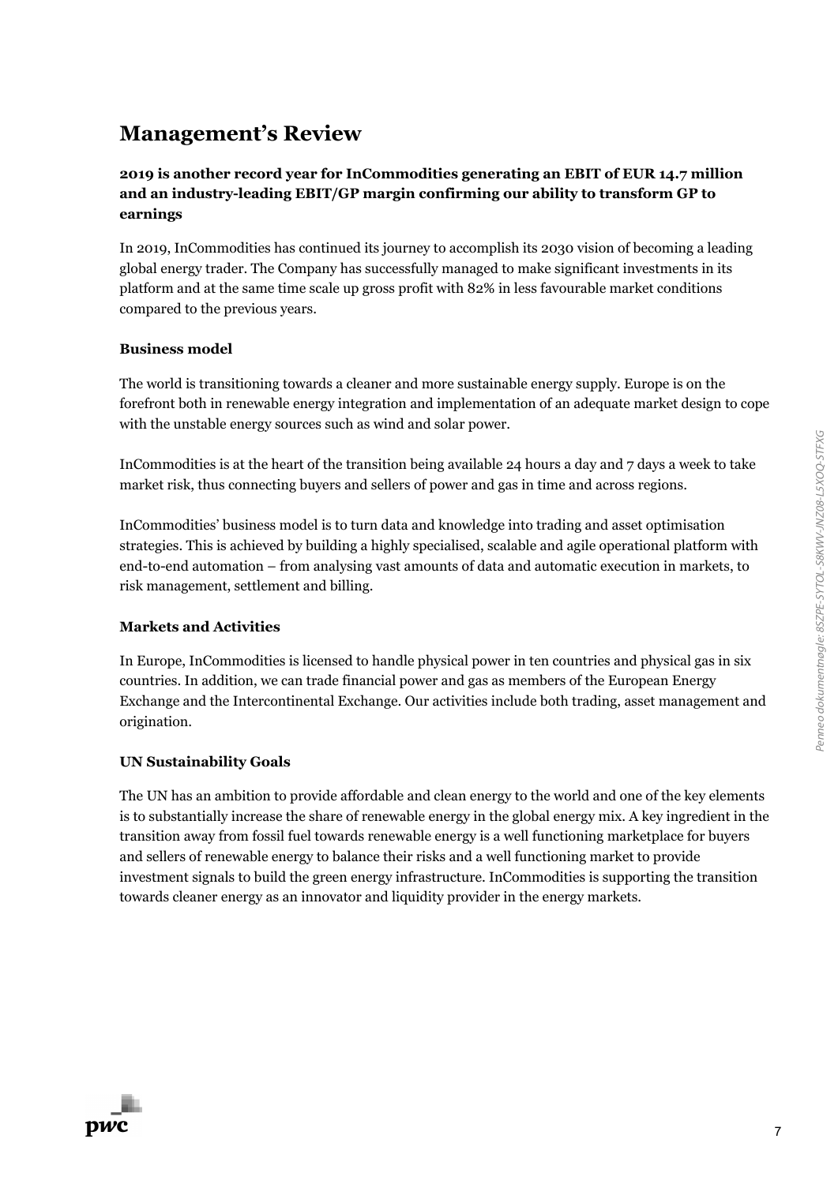# Management's Review

**2019 is another record year for InCommodities generating an EBIT of EUR 14.7 million and an industry-leading EBIT/GP margin confirming our ability to transform GP to earnings**

In 2019, InCommodities has continued its journey to accomplish its 2030 vision of becoming a leading global energy trader. The Company has successfully managed to make significant investments in its platform and at the same time scale up gross profit with 82% in less favourable market conditions compared to the previous years.

### Business model

The world is transitioning towards a cleaner and more sustainable energy supply. Europe is on the forefront both in renewable energy integration and implementation of an adequate market design to cope with the unstable energy sources such as wind and solar power.

InCommodities is at the heart of the transition being available 24 hours a day and 7 days a week to take market risk, thus connecting buyers and sellers of power and gas in time and across regions.

InCommodities' business model is to turn data and knowledge into trading and asset optimisation strategies. This is achieved by building a highly specialised, scalable and agile operational platform with end-to-end automation – from analysing vast amounts of data and automatic execution in markets, to risk management, settlement and billing.

### Markets and Activities

In Europe, InCommodities is licensed to handle physical power in ten countries and physical gas in six countries. In addition, we can trade financial power and gas as members of the European Energy Exchange and the Intercontinental Exchange. Our activities include both trading, asset management and origination.

### UN Sustainability Goals

The UN has an ambition to provide affordable and clean energy to the world and one of the key elements is to substantially increase the share of renewable energy in the global energy mix. A key ingredient in the transition away from fossil fuel towards renewable energy is a well functioning marketplace for buyers and sellers of renewable energy to balance their risks and a well functioning market to provide investment signals to build the green energy infrastructure. InCommodities is supporting the transition towards cleaner energy as an innovator and liquidity provider in the energy markets.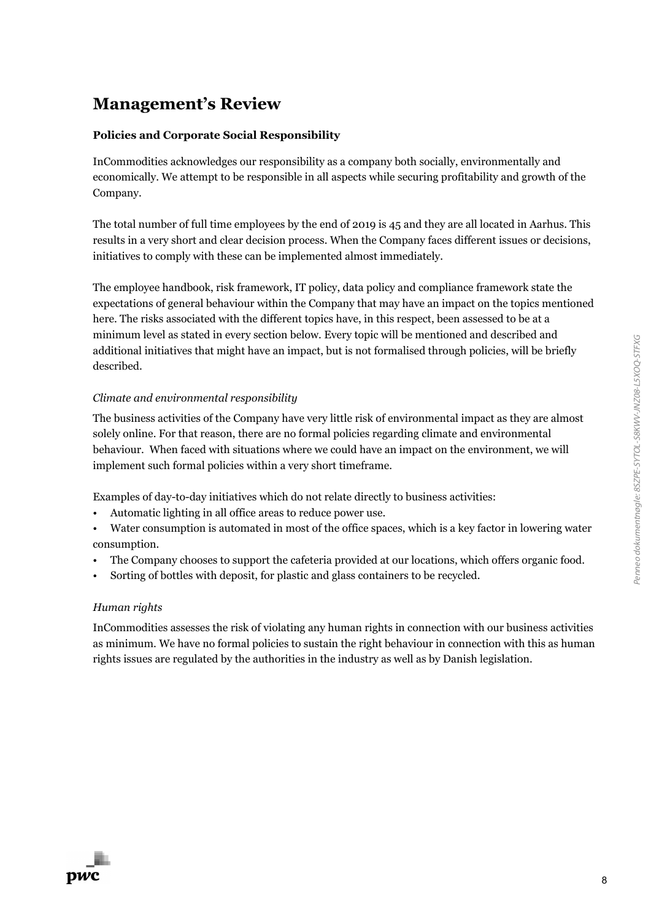# Management's Review

**Policies and Corporate Social Responsibility**

InCommodities acknowledges our responsibility as a company both socially, environmentally and economically. We attempt to be responsible in all aspects while securing profitability and growth of the Company.

The total number of full time employees by the end of 2019 is 45 and they are all located in Aarhus. This results in a very short and clear decision process. When the Company faces different issues or decisions, initiatives to comply with these can be implemented almost immediately.

The employee handbook, risk framework, IT policy, data policy and compliance framework state the expectations of general behaviour within the Company that may have an impact on the topics mentioned here. The risks associated with the different topics have, in this respect, been assessed to be at a minimum level as stated in every section below. Every topic will be mentioned and described and additional initiatives that might have an impact, but is not formalised through policies, will be briefly described.

*Climate and environmental responsibility*

The business activities of the Company have very little risk of environmental impact as they are almost solely online. For that reason, there are no formal policies regarding climate and environmental behaviour. When faced with situations where we could have an impact on the environment, we will implement such formal policies within a very short timeframe.

Examples of day-to-day initiatives which do not relate directly to business activities:

- Automatic lighting in all office areas to reduce power use.
- Water consumption is automated in most of the office spaces, which is a key factor in lowering water consumption.
- The Company chooses to support the cafeteria provided at our locations, which offers organic food.
- Sorting of bottles with deposit, for plastic and glass containers to be recycled.

*Human rights*

InCommodities assesses the risk of violating any human rights in connection with our business activities as minimum. We have no formal policies to sustain the right behaviour in connection with this as human rights issues are regulated by the authorities in the industry as well as by Danish legislation.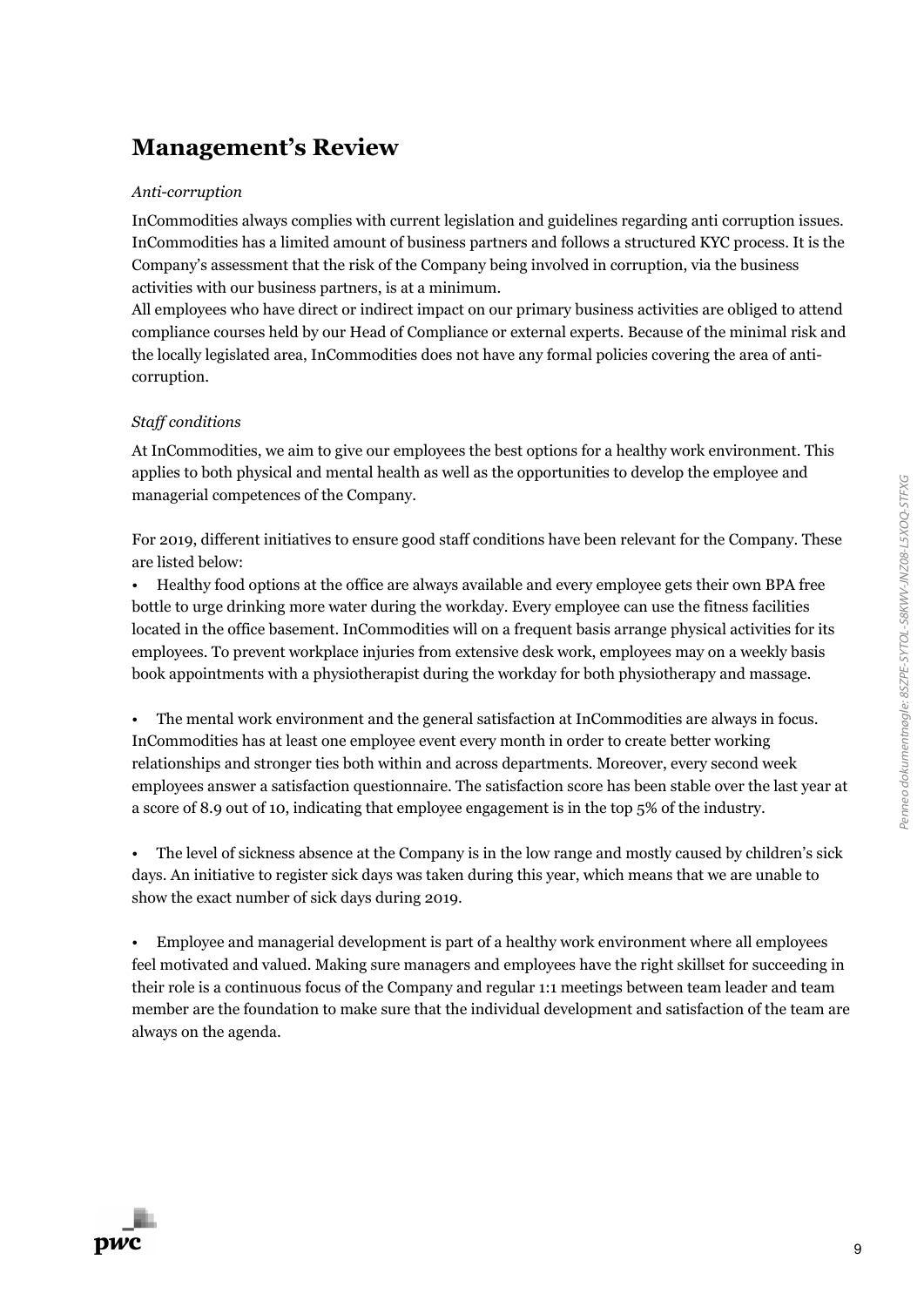# Management's Review

*Anti-corruption*

InCommodities always complies with current legislation and guidelines regarding anti corruption issues. InCommodities has a limited amount of business partners and follows a structured KYC process. It is the Company's assessment that the risk of the Company being involved in corruption, via the business activities with our business partners, is at a minimum.
All employees who have direct or indirect impact on our primary business activities are obliged to attend compliance courses held by our Head of Compliance or external experts. Because of the minimal risk and the locally legislated area, InCommodities does not have any formal policies covering the area of anti-corruption.

*Staff conditions*

At InCommodities, we aim to give our employees the best options for a healthy work environment. This applies to both physical and mental health as well as the opportunities to develop the employee and managerial competences of the Company.

For 2019, different initiatives to ensure good staff conditions have been relevant for the Company. These are listed below:

- Healthy food options at the office are always available and every employee gets their own BPA free bottle to urge drinking more water during the workday. Every employee can use the fitness facilities located in the office basement. InCommodities will on a frequent basis arrange physical activities for its employees. To prevent workplace injuries from extensive desk work, employees may on a weekly basis book appointments with a physiotherapist during the workday for both physiotherapy and massage.

- The mental work environment and the general satisfaction at InCommodities are always in focus. InCommodities has at least one employee event every month in order to create better working relationships and stronger ties both within and across departments. Moreover, every second week employees answer a satisfaction questionnaire. The satisfaction score has been stable over the last year at a score of 8.9 out of 10, indicating that employee engagement is in the top 5% of the industry.

- The level of sickness absence at the Company is in the low range and mostly caused by children's sick days. An initiative to register sick days was taken during this year, which means that we are unable to show the exact number of sick days during 2019.

- Employee and managerial development is part of a healthy work environment where all employees feel motivated and valued. Making sure managers and employees have the right skillset for succeeding in their role is a continuous focus of the Company and regular 1:1 meetings between team leader and team member are the foundation to make sure that the individual development and satisfaction of the team are always on the agenda.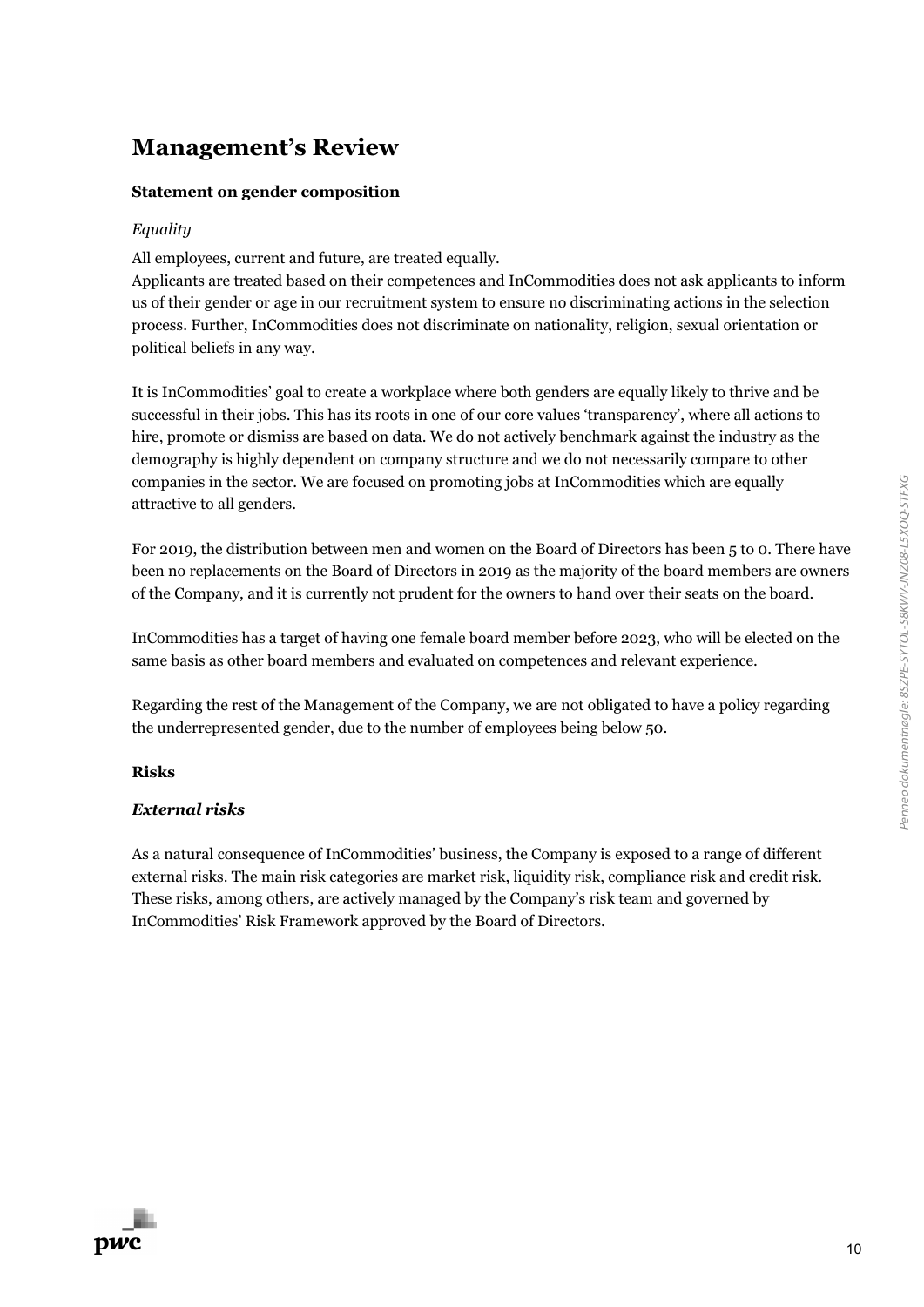# Management's Review

### Statement on gender composition

*Equality*

All employees, current and future, are treated equally.
Applicants are treated based on their competences and InCommodities does not ask applicants to inform us of their gender or age in our recruitment system to ensure no discriminating actions in the selection process. Further, InCommodities does not discriminate on nationality, religion, sexual orientation or political beliefs in any way.

It is InCommodities' goal to create a workplace where both genders are equally likely to thrive and be successful in their jobs. This has its roots in one of our core values 'transparency', where all actions to hire, promote or dismiss are based on data. We do not actively benchmark against the industry as the demography is highly dependent on company structure and we do not necessarily compare to other companies in the sector. We are focused on promoting jobs at InCommodities which are equally attractive to all genders.

For 2019, the distribution between men and women on the Board of Directors has been 5 to 0. There have been no replacements on the Board of Directors in 2019 as the majority of the board members are owners of the Company, and it is currently not prudent for the owners to hand over their seats on the board.

InCommodities has a target of having one female board member before 2023, who will be elected on the same basis as other board members and evaluated on competences and relevant experience.

Regarding the rest of the Management of the Company, we are not obligated to have a policy regarding the underrepresented gender, due to the number of employees being below 50.

### Risks

#### *External risks*

As a natural consequence of InCommodities' business, the Company is exposed to a range of different external risks. The main risk categories are market risk, liquidity risk, compliance risk and credit risk. These risks, among others, are actively managed by the Company's risk team and governed by InCommodities' Risk Framework approved by the Board of Directors.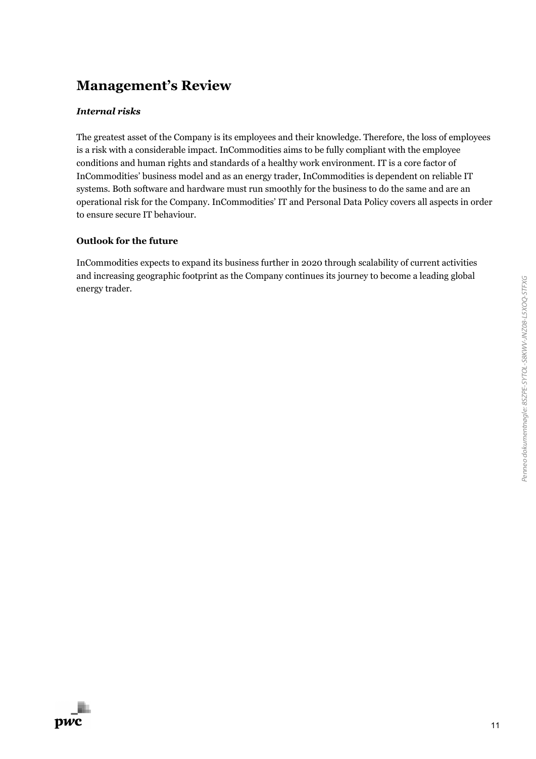# Management's Review

### *Internal risks*

The greatest asset of the Company is its employees and their knowledge. Therefore, the loss of employees is a risk with a considerable impact. InCommodities aims to be fully compliant with the employee conditions and human rights and standards of a healthy work environment. IT is a core factor of InCommodities' business model and as an energy trader, InCommodities is dependent on reliable IT systems. Both software and hardware must run smoothly for the business to do the same and are an operational risk for the Company. InCommodities' IT and Personal Data Policy covers all aspects in order to ensure secure IT behaviour.

### Outlook for the future

InCommodities expects to expand its business further in 2020 through scalability of current activities and increasing geographic footprint as the Company continues its journey to become a leading global energy trader.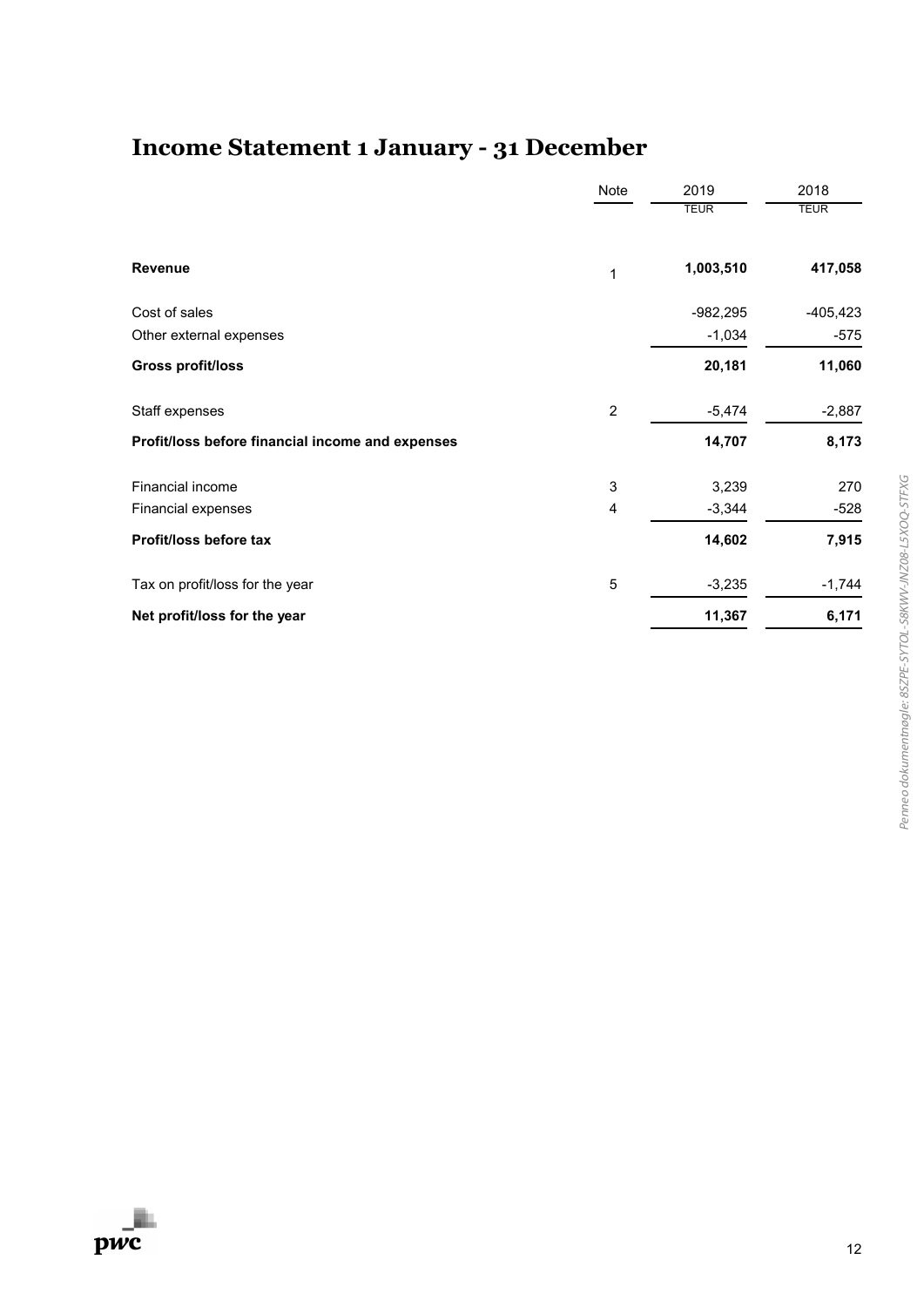# Income Statement 1 January - 31 December

| | Note | 2019 | 2018 |
|---|---|---|---|
| | | TEUR | TEUR |
| **Revenue** | 1 | **1,003,510** | **417,058** |
| Cost of sales | | -982,295 | -405,423 |
| Other external expenses | | -1,034 | -575 |
| **Gross profit/loss** | | **20,181** | **11,060** |
| Staff expenses | 2 | -5,474 | -2,887 |
| **Profit/loss before financial income and expenses** | | **14,707** | **8,173** |
| Financial income | 3 | 3,239 | 270 |
| Financial expenses | 4 | -3,344 | -528 |
| **Profit/loss before tax** | | **14,602** | **7,915** |
| Tax on profit/loss for the year | 5 | -3,235 | -1,744 |
| **Net profit/loss for the year** | | **11,367** | **6,171** |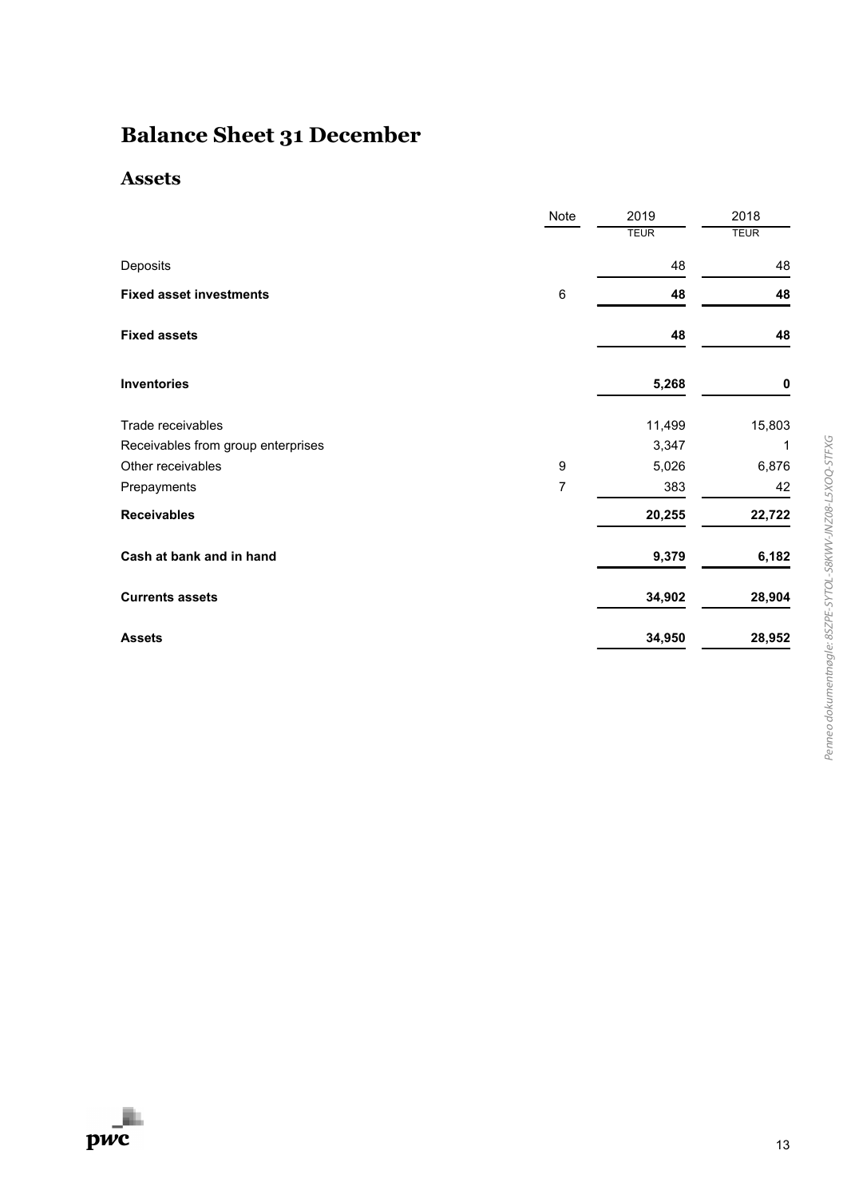# Balance Sheet 31 December

## Assets

| | Note | 2019 | 2018 |
|---|---|---|---|
| | | TEUR | TEUR |
| Deposits | | 48 | 48 |
| **Fixed asset investments** | 6 | **48** | **48** |
| **Fixed assets** | | **48** | **48** |
| **Inventories** | | **5,268** | **0** |
| Trade receivables | | 11,499 | 15,803 |
| Receivables from group enterprises | | 3,347 | 1 |
| Other receivables | 9 | 5,026 | 6,876 |
| Prepayments | 7 | 383 | 42 |
| **Receivables** | | **20,255** | **22,722** |
| **Cash at bank and in hand** | | **9,379** | **6,182** |
| **Currents assets** | | **34,902** | **28,904** |
| **Assets** | | **34,950** | **28,952** |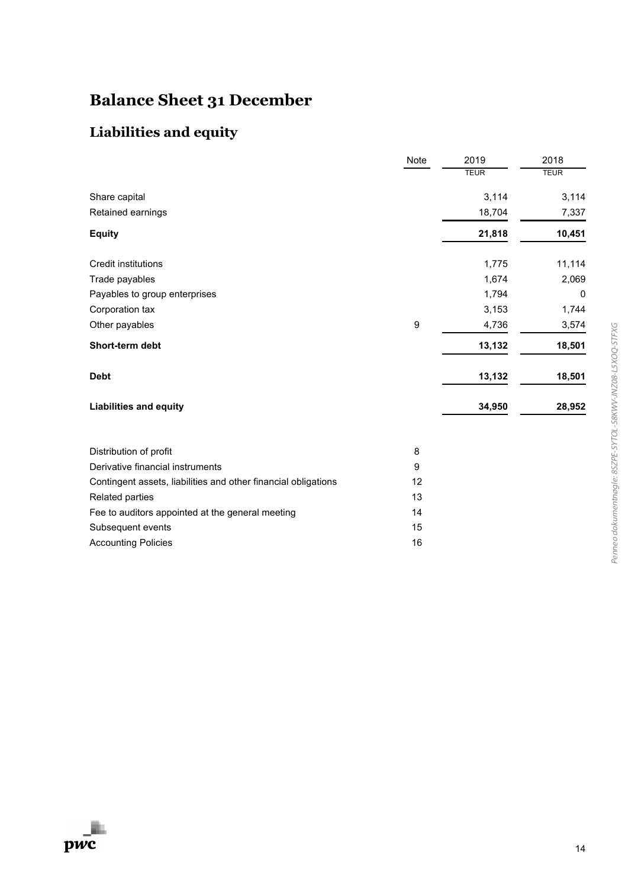# Balance Sheet 31 December

## Liabilities and equity

| | Note | 2019 | 2018 |
|---|---|---|---|
| | | TEUR | TEUR |
| Share capital | | 3,114 | 3,114 |
| Retained earnings | | 18,704 | 7,337 |
| **Equity** | | **21,818** | **10,451** |
| Credit institutions | | 1,775 | 11,114 |
| Trade payables | | 1,674 | 2,069 |
| Payables to group enterprises | | 1,794 | 0 |
| Corporation tax | | 3,153 | 1,744 |
| Other payables | 9 | 4,736 | 3,574 |
| **Short-term debt** | | **13,132** | **18,501** |
| **Debt** | | **13,132** | **18,501** |
| **Liabilities and equity** | | **34,950** | **28,952** |

| | Note |
|---|---|
| Distribution of profit | 8 |
| Derivative financial instruments | 9 |
| Contingent assets, liabilities and other financial obligations | 12 |
| Related parties | 13 |
| Fee to auditors appointed at the general meeting | 14 |
| Subsequent events | 15 |
| Accounting Policies | 16 |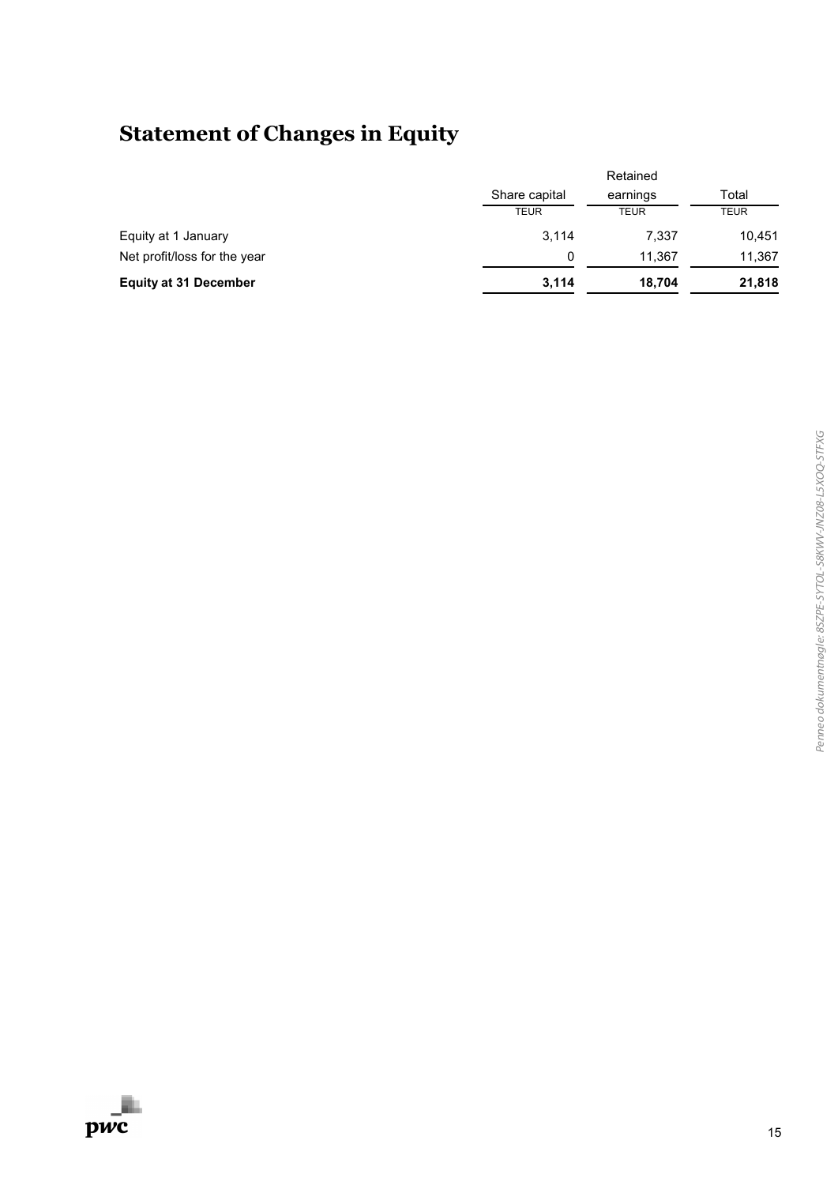# Statement of Changes in Equity

| | Share capital | Retained earnings | Total |
|---|---|---|---|
| | TEUR | TEUR | TEUR |
| Equity at 1 January | 3,114 | 7,337 | 10,451 |
| Net profit/loss for the year | 0 | 11,367 | 11,367 |
| **Equity at 31 December** | **3,114** | **18,704** | **21,818** |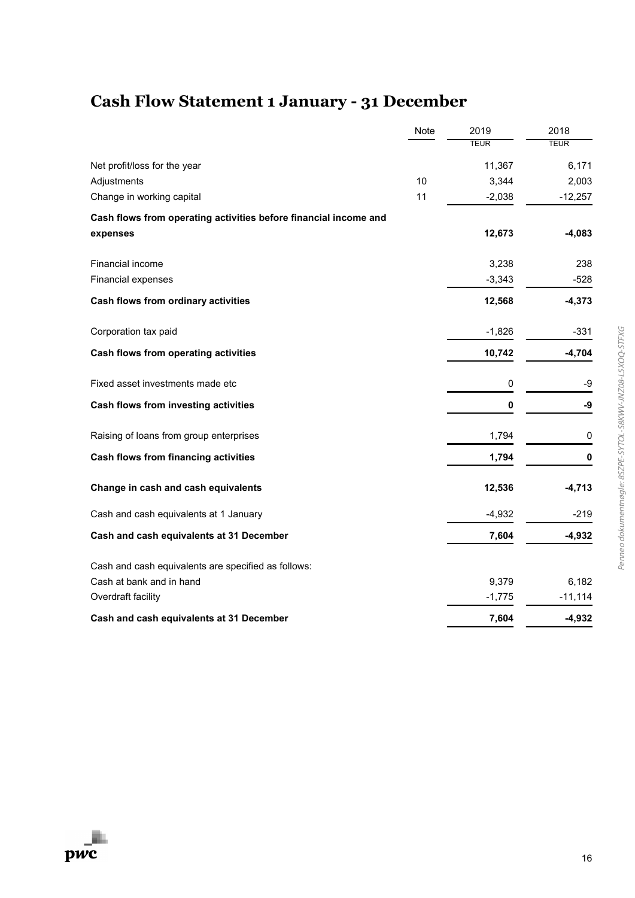# Cash Flow Statement 1 January - 31 December

| | Note | 2019 | 2018 |
|---|---|---|---|
| | | TEUR | TEUR |
| Net profit/loss for the year | | 11,367 | 6,171 |
| Adjustments | 10 | 3,344 | 2,003 |
| Change in working capital | 11 | -2,038 | -12,257 |
| **Cash flows from operating activities before financial income and expenses** | | **12,673** | **-4,083** |
| Financial income | | 3,238 | 238 |
| Financial expenses | | -3,343 | -528 |
| **Cash flows from ordinary activities** | | **12,568** | **-4,373** |
| Corporation tax paid | | -1,826 | -331 |
| **Cash flows from operating activities** | | **10,742** | **-4,704** |
| Fixed asset investments made etc | | 0 | -9 |
| **Cash flows from investing activities** | | **0** | **-9** |
| Raising of loans from group enterprises | | 1,794 | 0 |
| **Cash flows from financing activities** | | **1,794** | **0** |
| **Change in cash and cash equivalents** | | **12,536** | **-4,713** |
| Cash and cash equivalents at 1 January | | -4,932 | -219 |
| **Cash and cash equivalents at 31 December** | | **7,604** | **-4,932** |
| Cash and cash equivalents are specified as follows: | | | |
| Cash at bank and in hand | | 9,379 | 6,182 |
| Overdraft facility | | -1,775 | -11,114 |
| **Cash and cash equivalents at 31 December** | | **7,604** | **-4,932** |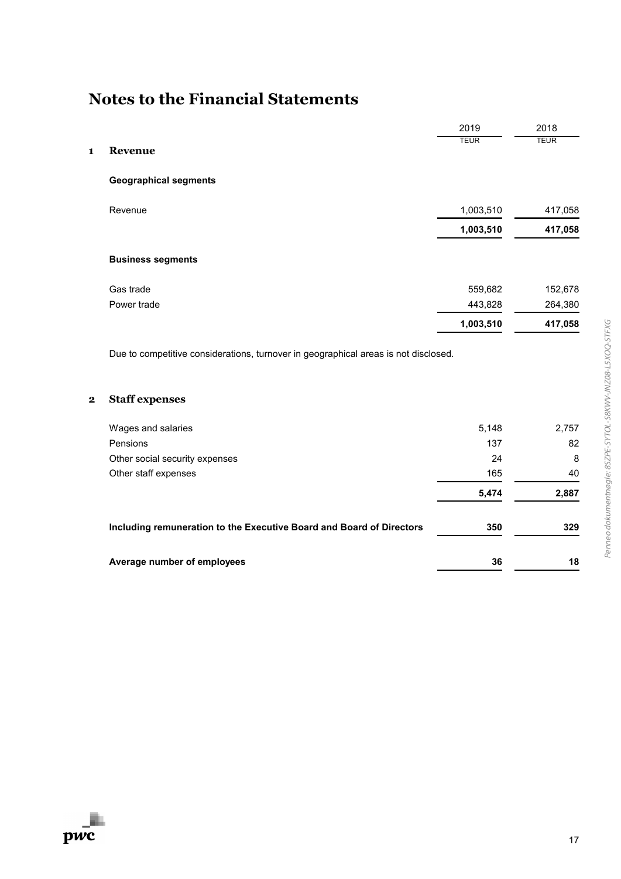# Notes to the Financial Statements

| | | 2019 | 2018 |
|---|---|---|---|
| | | TEUR | TEUR |
| **1** | **Revenue** | | |
| | **Geographical segments** | | |
| | Revenue | 1,003,510 | 417,058 |
| | | **1,003,510** | **417,058** |
| | **Business segments** | | |
| | Gas trade | 559,682 | 152,678 |
| | Power trade | 443,828 | 264,380 |
| | | **1,003,510** | **417,058** |

Due to competitive considerations, turnover in geographical areas is not disclosed.

| | | 2019 | 2018 |
|---|---|---|---|
| | | TEUR | TEUR |
| **2** | **Staff expenses** | | |
| | Wages and salaries | 5,148 | 2,757 |
| | Pensions | 137 | 82 |
| | Other social security expenses | 24 | 8 |
| | Other staff expenses | 165 | 40 |
| | | **5,474** | **2,887** |
| | **Including remuneration to the Executive Board and Board of Directors** | **350** | **329** |
| | **Average number of employees** | **36** | **18** |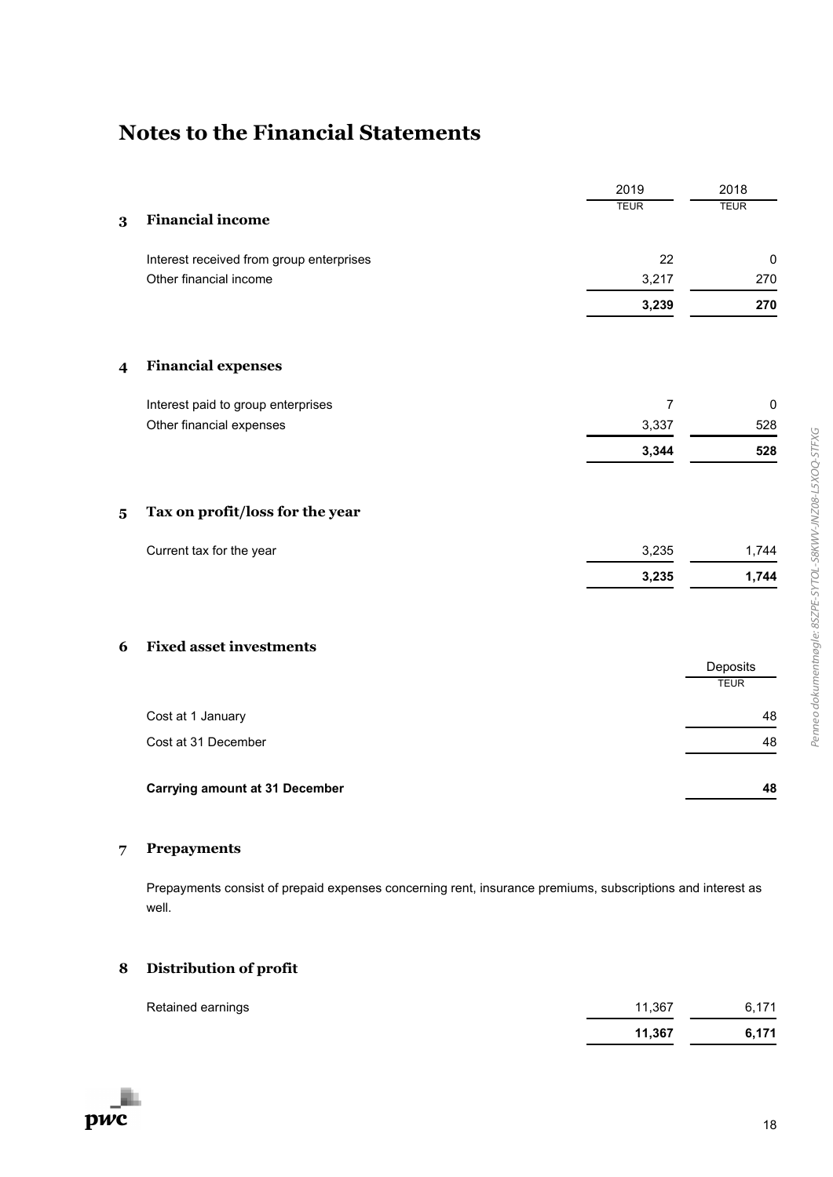# Notes to the Financial Statements

| | | 2019 | 2018 |
|---|---|---|---|
| | | TEUR | TEUR |
| **3** | **Financial income** | | |
| | Interest received from group enterprises | 22 | 0 |
| | Other financial income | 3,217 | 270 |
| | | **3,239** | **270** |

| | | 2019 | 2018 |
|---|---|---|---|
| **4** | **Financial expenses** | | |
| | Interest paid to group enterprises | 7 | 0 |
| | Other financial expenses | 3,337 | 528 |
| | | **3,344** | **528** |

| | | 2019 | 2018 |
|---|---|---|---|
| **5** | **Tax on profit/loss for the year** | | |
| | Current tax for the year | 3,235 | 1,744 |
| | | **3,235** | **1,744** |

## 6 Fixed asset investments

| | Deposits |
|---|---|
| | TEUR |
| Cost at 1 January | 48 |
| Cost at 31 December | 48 |
| **Carrying amount at 31 December** | **48** |

## 7 Prepayments

Prepayments consist of prepaid expenses concerning rent, insurance premiums, subscriptions and interest as well.

## 8 Distribution of profit

| | 2019 | 2018 |
|---|---|---|
| Retained earnings | 11,367 | 6,171 |
| | **11,367** | **6,171** |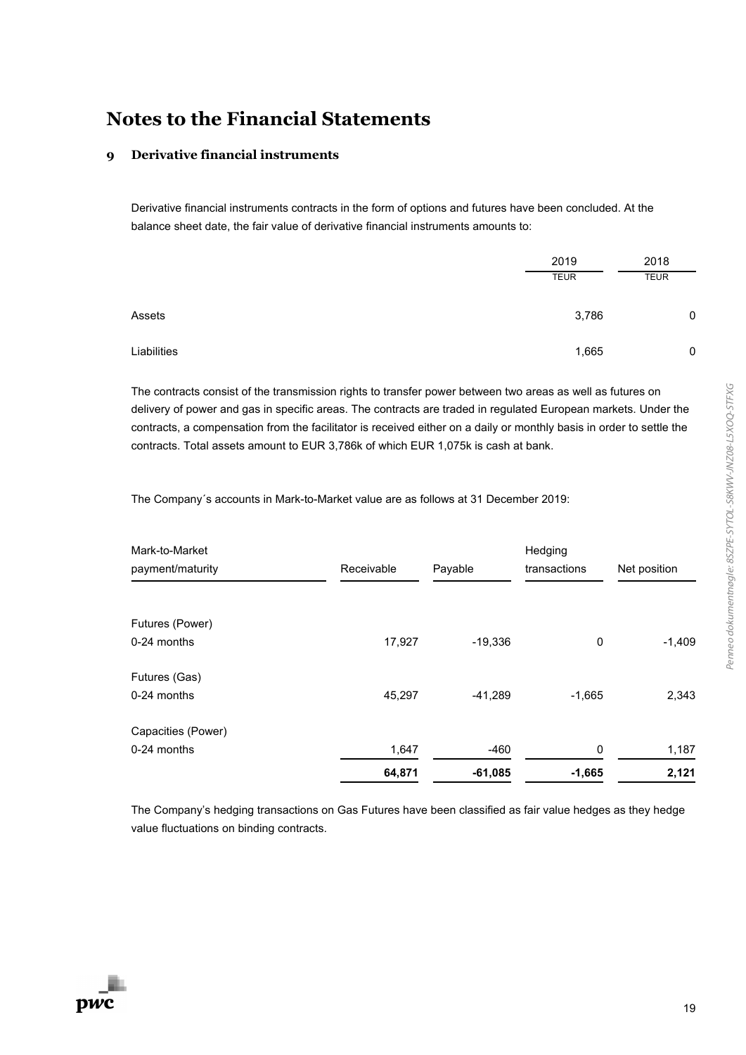# Notes to the Financial Statements

## 9 Derivative financial instruments

Derivative financial instruments contracts in the form of options and futures have been concluded. At the balance sheet date, the fair value of derivative financial instruments amounts to:

| | 2019 | 2018 |
|---|---|---|
| | TEUR | TEUR |
| Assets | 3,786 | 0 |
| Liabilities | 1,665 | 0 |

The contracts consist of the transmission rights to transfer power between two areas as well as futures on delivery of power and gas in specific areas. The contracts are traded in regulated European markets. Under the contracts, a compensation from the facilitator is received either on a daily or monthly basis in order to settle the contracts. Total assets amount to EUR 3,786k of which EUR 1,075k is cash at bank.

The Company´s accounts in Mark-to-Market value are as follows at 31 December 2019:

| Mark-to-Market payment/maturity | Receivable | Payable | Hedging transactions | Net position |
|---|---|---|---|---|
| Futures (Power) | | | | |
| 0-24 months | 17,927 | -19,336 | 0 | -1,409 |
| Futures (Gas) | | | | |
| 0-24 months | 45,297 | -41,289 | -1,665 | 2,343 |
| Capacities (Power) | | | | |
| 0-24 months | 1,647 | -460 | 0 | 1,187 |
| | **64,871** | **-61,085** | **-1,665** | **2,121** |

The Company's hedging transactions on Gas Futures have been classified as fair value hedges as they hedge value fluctuations on binding contracts.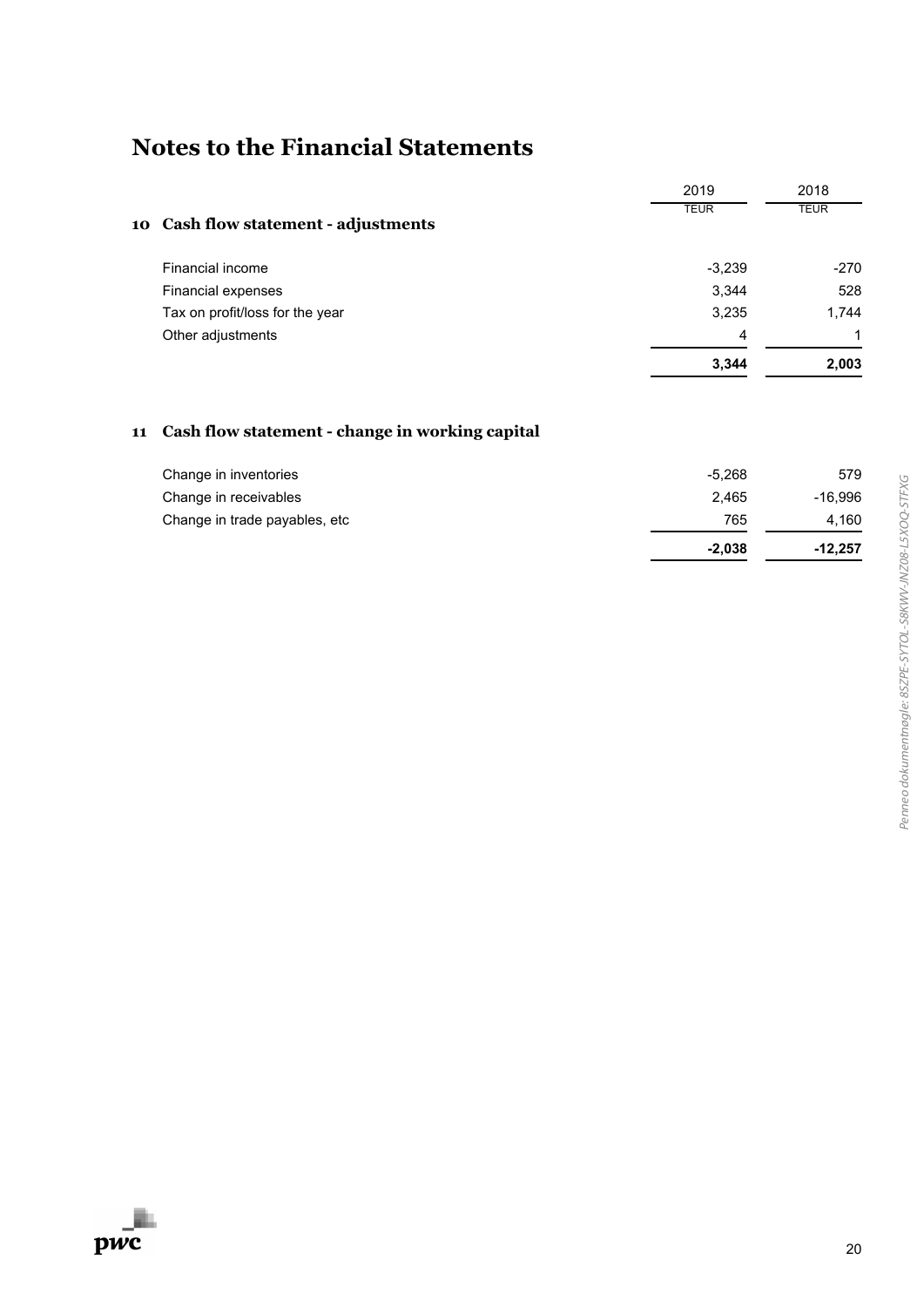# Notes to the Financial Statements

| | 2019 | 2018 |
|---|---|---|
| | TEUR | TEUR |
| **10 Cash flow statement - adjustments** | | |
| Financial income | -3,239 | -270 |
| Financial expenses | 3,344 | 528 |
| Tax on profit/loss for the year | 3,235 | 1,744 |
| Other adjustments | 4 | 1 |
| | **3,344** | **2,003** |

**11 Cash flow statement - change in working capital**

| | 2019 | 2018 |
|---|---|---|
| Change in inventories | -5,268 | 579 |
| Change in receivables | 2,465 | -16,996 |
| Change in trade payables, etc | 765 | 4,160 |
| | **-2,038** | **-12,257** |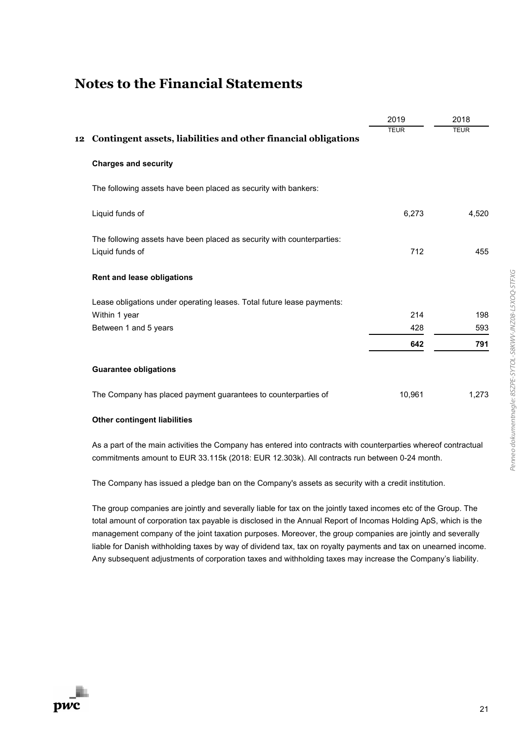# Notes to the Financial Statements

| | 2019 | 2018 |
|---|---|---|
| | TEUR | TEUR |
| **12 Contingent assets, liabilities and other financial obligations** | | |
| **Charges and security** | | |
| The following assets have been placed as security with bankers: | | |
| Liquid funds of | 6,273 | 4,520 |
| The following assets have been placed as security with counterparties: | | |
| Liquid funds of | 712 | 455 |
| **Rent and lease obligations** | | |
| Lease obligations under operating leases. Total future lease payments: | | |
| Within 1 year | 214 | 198 |
| Between 1 and 5 years | 428 | 593 |
| | **642** | **791** |
| **Guarantee obligations** | | |
| The Company has placed payment guarantees to counterparties of | 10,961 | 1,273 |

**Other contingent liabilities**

As a part of the main activities the Company has entered into contracts with counterparties whereof contractual commitments amount to EUR 33.115k (2018: EUR 12.303k). All contracts run between 0-24 month.

The Company has issued a pledge ban on the Company's assets as security with a credit institution.

The group companies are jointly and severally liable for tax on the jointly taxed incomes etc of the Group. The total amount of corporation tax payable is disclosed in the Annual Report of Incomas Holding ApS, which is the management company of the joint taxation purposes. Moreover, the group companies are jointly and severally liable for Danish withholding taxes by way of dividend tax, tax on royalty payments and tax on unearned income. Any subsequent adjustments of corporation taxes and withholding taxes may increase the Company's liability.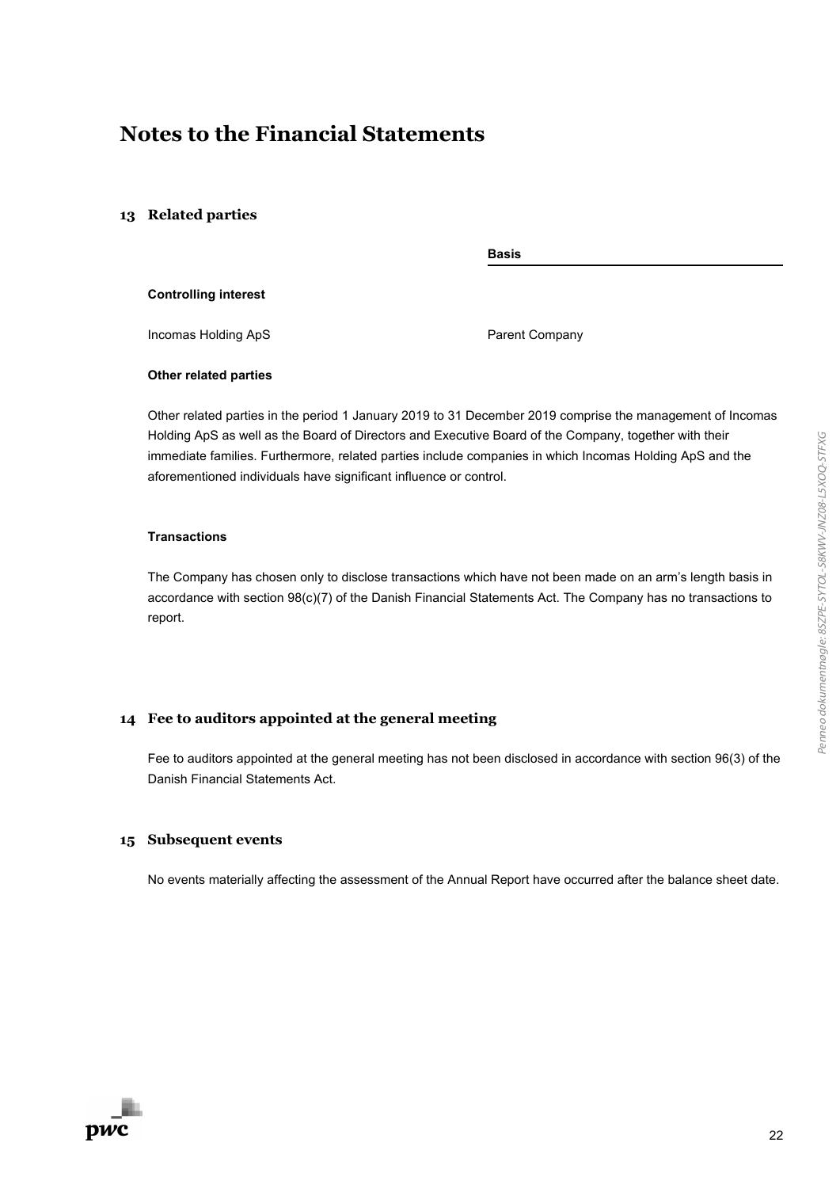# Notes to the Financial Statements

## 13 Related parties

| | Basis |
|---|---|
| **Controlling interest** | |
| Incomas Holding ApS | Parent Company |

**Other related parties**

Other related parties in the period 1 January 2019 to 31 December 2019 comprise the management of Incomas Holding ApS as well as the Board of Directors and Executive Board of the Company, together with their immediate families. Furthermore, related parties include companies in which Incomas Holding ApS and the aforementioned individuals have significant influence or control.

**Transactions**

The Company has chosen only to disclose transactions which have not been made on an arm's length basis in accordance with section 98(c)(7) of the Danish Financial Statements Act. The Company has no transactions to report.

## 14 Fee to auditors appointed at the general meeting

Fee to auditors appointed at the general meeting has not been disclosed in accordance with section 96(3) of the Danish Financial Statements Act.

## 15 Subsequent events

No events materially affecting the assessment of the Annual Report have occurred after the balance sheet date.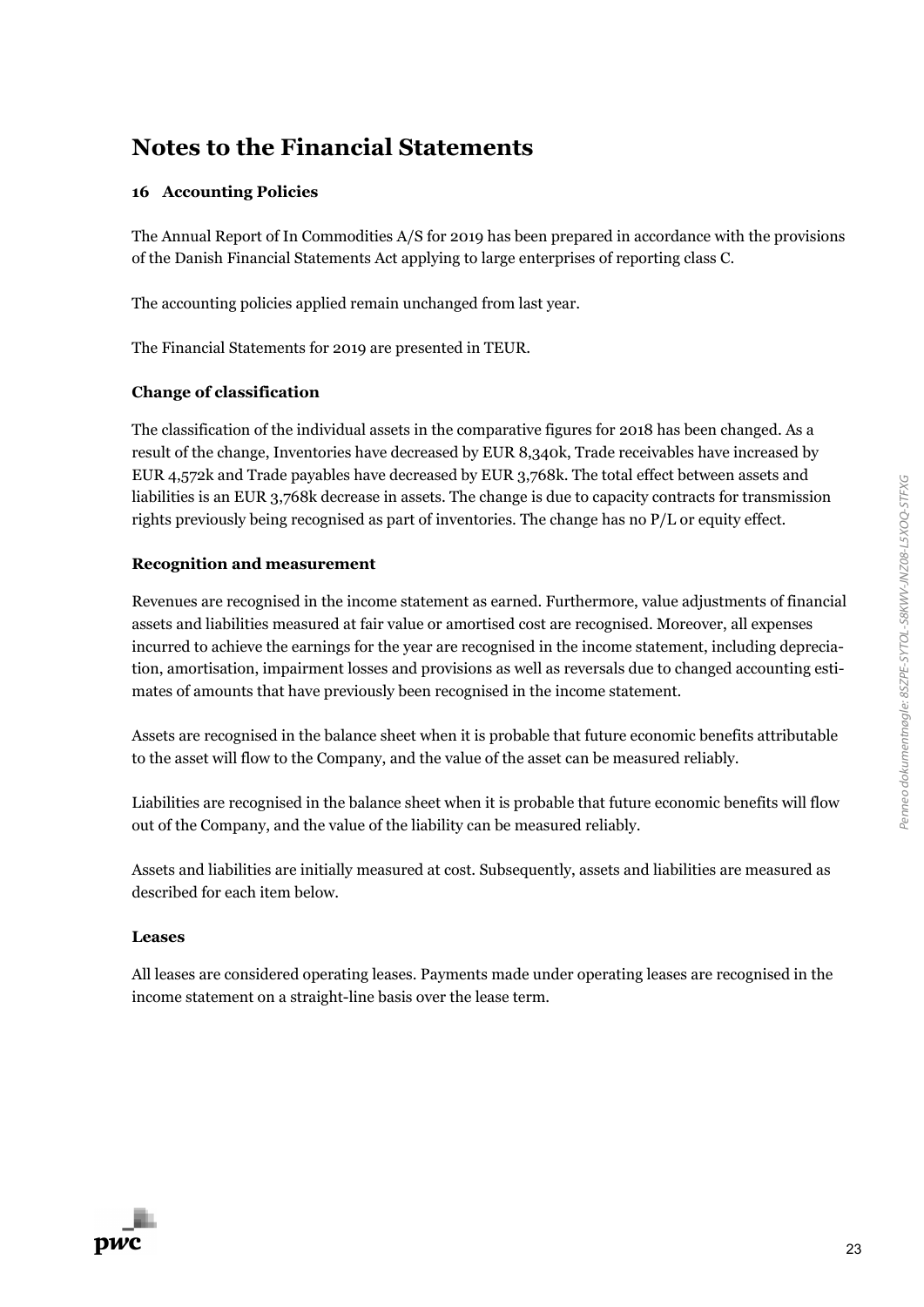# Notes to the Financial Statements

### 16 Accounting Policies

The Annual Report of In Commodities A/S for 2019 has been prepared in accordance with the provisions of the Danish Financial Statements Act applying to large enterprises of reporting class C.

The accounting policies applied remain unchanged from last year.

The Financial Statements for 2019 are presented in TEUR.

#### Change of classification

The classification of the individual assets in the comparative figures for 2018 has been changed. As a result of the change, Inventories have decreased by EUR 8,340k, Trade receivables have increased by EUR 4,572k and Trade payables have decreased by EUR 3,768k. The total effect between assets and liabilities is an EUR 3,768k decrease in assets. The change is due to capacity contracts for transmission rights previously being recognised as part of inventories. The change has no P/L or equity effect.

#### Recognition and measurement

Revenues are recognised in the income statement as earned. Furthermore, value adjustments of financial assets and liabilities measured at fair value or amortised cost are recognised. Moreover, all expenses incurred to achieve the earnings for the year are recognised in the income statement, including depreciation, amortisation, impairment losses and provisions as well as reversals due to changed accounting estimates of amounts that have previously been recognised in the income statement.

Assets are recognised in the balance sheet when it is probable that future economic benefits attributable to the asset will flow to the Company, and the value of the asset can be measured reliably.

Liabilities are recognised in the balance sheet when it is probable that future economic benefits will flow out of the Company, and the value of the liability can be measured reliably.

Assets and liabilities are initially measured at cost. Subsequently, assets and liabilities are measured as described for each item below.

#### Leases

All leases are considered operating leases. Payments made under operating leases are recognised in the income statement on a straight-line basis over the lease term.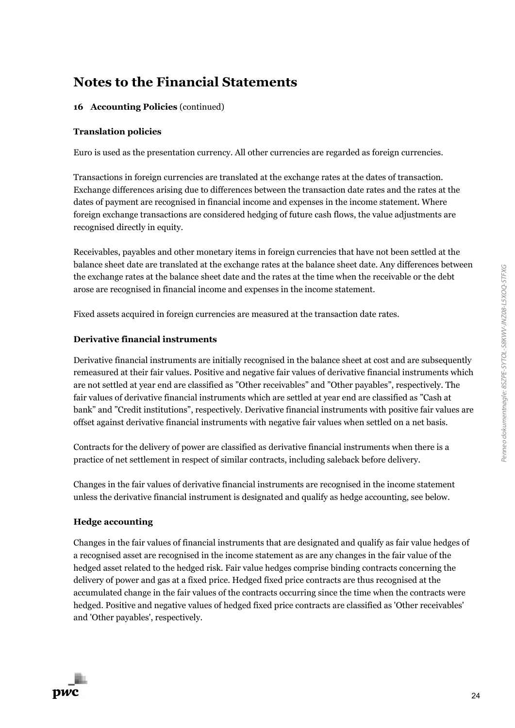# Notes to the Financial Statements

**16 Accounting Policies** (continued)

### Translation policies

Euro is used as the presentation currency. All other currencies are regarded as foreign currencies.

Transactions in foreign currencies are translated at the exchange rates at the dates of transaction. Exchange differences arising due to differences between the transaction date rates and the rates at the dates of payment are recognised in financial income and expenses in the income statement. Where foreign exchange transactions are considered hedging of future cash flows, the value adjustments are recognised directly in equity.

Receivables, payables and other monetary items in foreign currencies that have not been settled at the balance sheet date are translated at the exchange rates at the balance sheet date. Any differences between the exchange rates at the balance sheet date and the rates at the time when the receivable or the debt arose are recognised in financial income and expenses in the income statement.

Fixed assets acquired in foreign currencies are measured at the transaction date rates.

### Derivative financial instruments

Derivative financial instruments are initially recognised in the balance sheet at cost and are subsequently remeasured at their fair values. Positive and negative fair values of derivative financial instruments which are not settled at year end are classified as "Other receivables" and "Other payables", respectively. The fair values of derivative financial instruments which are settled at year end are classified as "Cash at bank" and "Credit institutions", respectively. Derivative financial instruments with positive fair values are offset against derivative financial instruments with negative fair values when settled on a net basis.

Contracts for the delivery of power are classified as derivative financial instruments when there is a practice of net settlement in respect of similar contracts, including saleback before delivery.

Changes in the fair values of derivative financial instruments are recognised in the income statement unless the derivative financial instrument is designated and qualify as hedge accounting, see below.

### Hedge accounting

Changes in the fair values of financial instruments that are designated and qualify as fair value hedges of a recognised asset are recognised in the income statement as are any changes in the fair value of the hedged asset related to the hedged risk. Fair value hedges comprise binding contracts concerning the delivery of power and gas at a fixed price. Hedged fixed price contracts are thus recognised at the accumulated change in the fair values of the contracts occurring since the time when the contracts were hedged. Positive and negative values of hedged fixed price contracts are classified as 'Other receivables' and 'Other payables', respectively.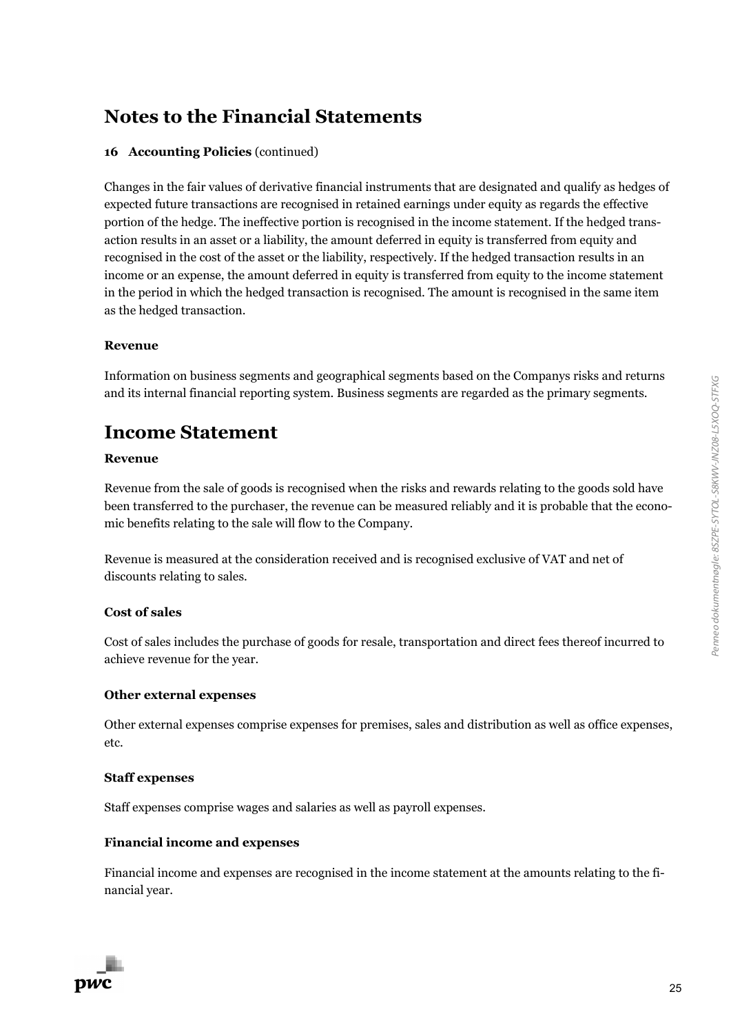# Notes to the Financial Statements

**16 Accounting Policies** (continued)

Changes in the fair values of derivative financial instruments that are designated and qualify as hedges of expected future transactions are recognised in retained earnings under equity as regards the effective portion of the hedge. The ineffective portion is recognised in the income statement. If the hedged transaction results in an asset or a liability, the amount deferred in equity is transferred from equity and recognised in the cost of the asset or the liability, respectively. If the hedged transaction results in an income or an expense, the amount deferred in equity is transferred from equity to the income statement in the period in which the hedged transaction is recognised. The amount is recognised in the same item as the hedged transaction.

**Revenue**

Information on business segments and geographical segments based on the Companys risks and returns and its internal financial reporting system. Business segments are regarded as the primary segments.

# Income Statement

**Revenue**

Revenue from the sale of goods is recognised when the risks and rewards relating to the goods sold have been transferred to the purchaser, the revenue can be measured reliably and it is probable that the economic benefits relating to the sale will flow to the Company.

Revenue is measured at the consideration received and is recognised exclusive of VAT and net of discounts relating to sales.

**Cost of sales**

Cost of sales includes the purchase of goods for resale, transportation and direct fees thereof incurred to achieve revenue for the year.

**Other external expenses**

Other external expenses comprise expenses for premises, sales and distribution as well as office expenses, etc.

**Staff expenses**

Staff expenses comprise wages and salaries as well as payroll expenses.

**Financial income and expenses**

Financial income and expenses are recognised in the income statement at the amounts relating to the financial year.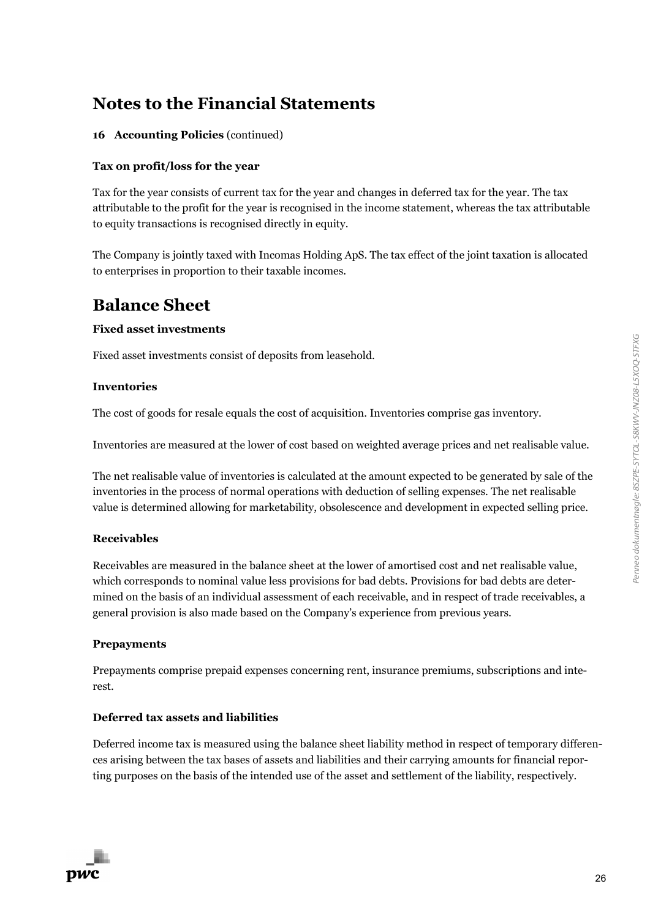# Notes to the Financial Statements

**16 Accounting Policies** (continued)

### Tax on profit/loss for the year

Tax for the year consists of current tax for the year and changes in deferred tax for the year. The tax attributable to the profit for the year is recognised in the income statement, whereas the tax attributable to equity transactions is recognised directly in equity.

The Company is jointly taxed with Incomas Holding ApS. The tax effect of the joint taxation is allocated to enterprises in proportion to their taxable incomes.

# Balance Sheet

### Fixed asset investments

Fixed asset investments consist of deposits from leasehold.

### Inventories

The cost of goods for resale equals the cost of acquisition. Inventories comprise gas inventory.

Inventories are measured at the lower of cost based on weighted average prices and net realisable value.

The net realisable value of inventories is calculated at the amount expected to be generated by sale of the inventories in the process of normal operations with deduction of selling expenses. The net realisable value is determined allowing for marketability, obsolescence and development in expected selling price.

### Receivables

Receivables are measured in the balance sheet at the lower of amortised cost and net realisable value, which corresponds to nominal value less provisions for bad debts. Provisions for bad debts are determined on the basis of an individual assessment of each receivable, and in respect of trade receivables, a general provision is also made based on the Company's experience from previous years.

### Prepayments

Prepayments comprise prepaid expenses concerning rent, insurance premiums, subscriptions and interest.

### Deferred tax assets and liabilities

Deferred income tax is measured using the balance sheet liability method in respect of temporary differences arising between the tax bases of assets and liabilities and their carrying amounts for financial reporting purposes on the basis of the intended use of the asset and settlement of the liability, respectively.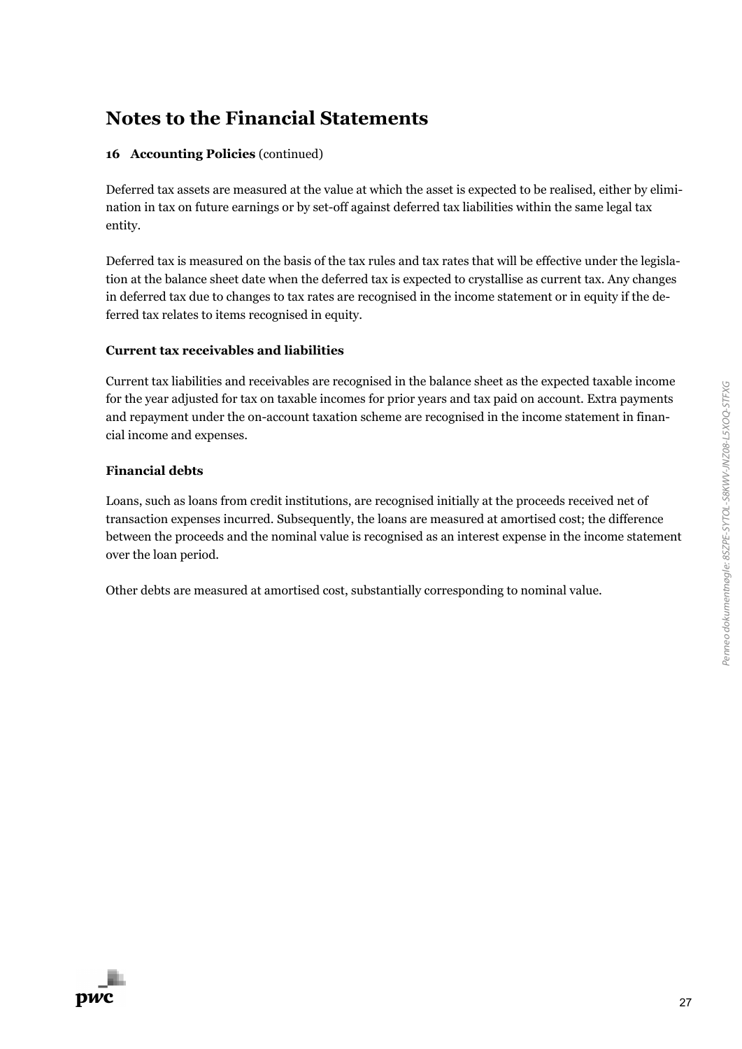# Notes to the Financial Statements

**16 Accounting Policies** (continued)

Deferred tax assets are measured at the value at which the asset is expected to be realised, either by elimination in tax on future earnings or by set-off against deferred tax liabilities within the same legal tax entity.

Deferred tax is measured on the basis of the tax rules and tax rates that will be effective under the legislation at the balance sheet date when the deferred tax is expected to crystallise as current tax. Any changes in deferred tax due to changes to tax rates are recognised in the income statement or in equity if the deferred tax relates to items recognised in equity.

### Current tax receivables and liabilities

Current tax liabilities and receivables are recognised in the balance sheet as the expected taxable income for the year adjusted for tax on taxable incomes for prior years and tax paid on account. Extra payments and repayment under the on-account taxation scheme are recognised in the income statement in financial income and expenses.

### Financial debts

Loans, such as loans from credit institutions, are recognised initially at the proceeds received net of transaction expenses incurred. Subsequently, the loans are measured at amortised cost; the difference between the proceeds and the nominal value is recognised as an interest expense in the income statement over the loan period.

Other debts are measured at amortised cost, substantially corresponding to nominal value.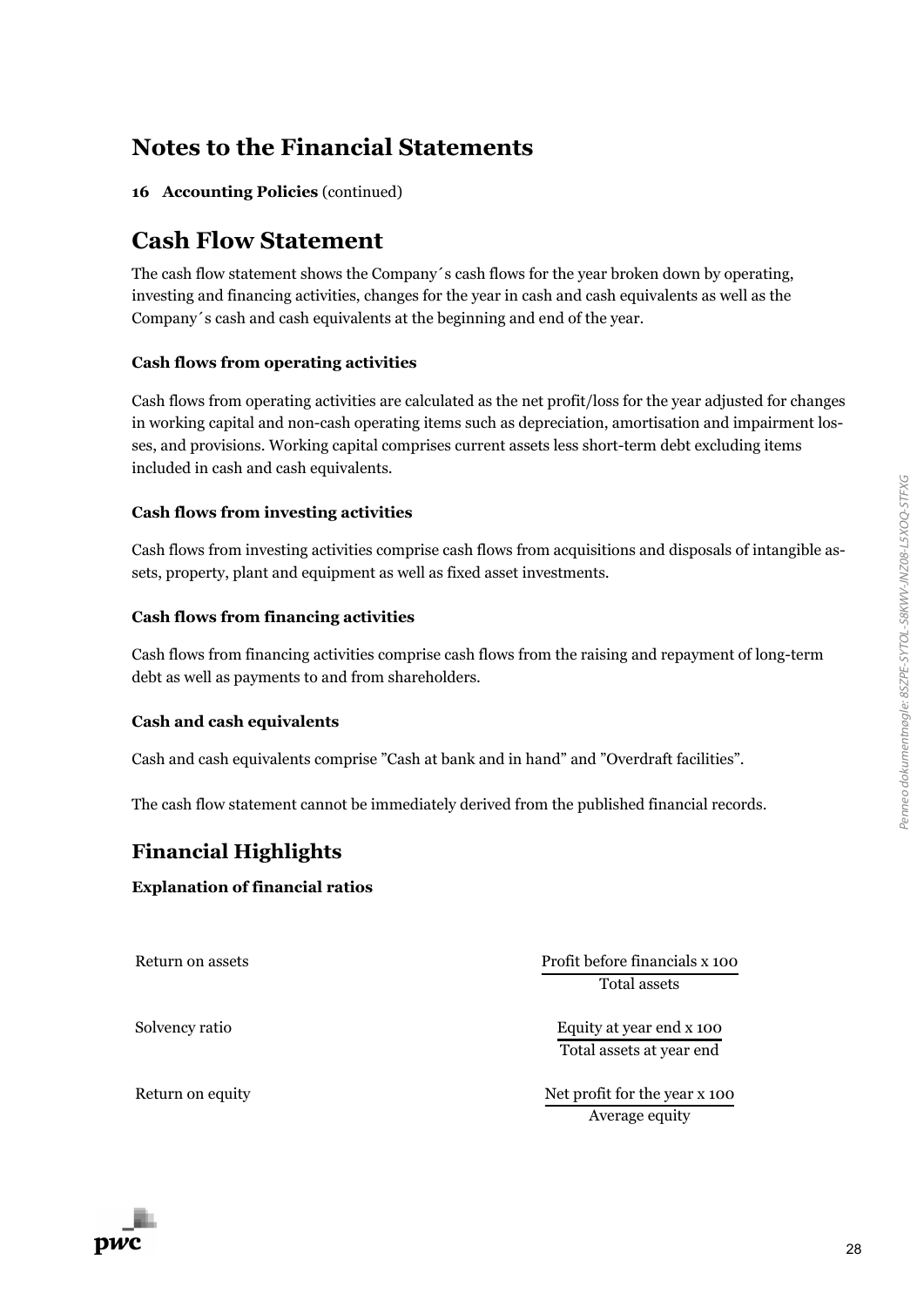# Notes to the Financial Statements

**16 Accounting Policies** (continued)

## Cash Flow Statement

The cash flow statement shows the Company´s cash flows for the year broken down by operating, investing and financing activities, changes for the year in cash and cash equivalents as well as the Company´s cash and cash equivalents at the beginning and end of the year.

### Cash flows from operating activities

Cash flows from operating activities are calculated as the net profit/loss for the year adjusted for changes in working capital and non-cash operating items such as depreciation, amortisation and impairment losses, and provisions. Working capital comprises current assets less short-term debt excluding items included in cash and cash equivalents.

### Cash flows from investing activities

Cash flows from investing activities comprise cash flows from acquisitions and disposals of intangible assets, property, plant and equipment as well as fixed asset investments.

### Cash flows from financing activities

Cash flows from financing activities comprise cash flows from the raising and repayment of long-term debt as well as payments to and from shareholders.

### Cash and cash equivalents

Cash and cash equivalents comprise ”Cash at bank and in hand” and ”Overdraft facilities”.

The cash flow statement cannot be immediately derived from the published financial records.

## Financial Highlights

### Explanation of financial ratios

| | |
|---|---|
| Return on assets | $\frac{\text{Profit before financials x 100}}{\text{Total assets}}$ |
| Solvency ratio | $\frac{\text{Equity at year end x 100}}{\text{Total assets at year end}}$ |
| Return on equity | $\frac{\text{Net profit for the year x 100}}{\text{Average equity}}$ |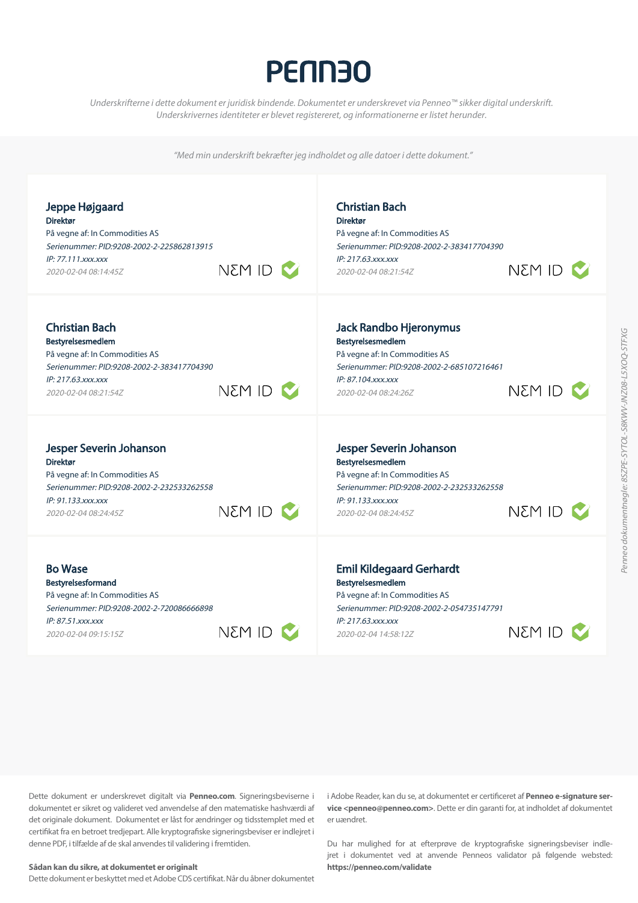# PENNEO

*Underskrifterne i dette dokument er juridisk bindende. Dokumentet er underskrevet via Penneo™ sikker digital underskrift. Underskrivernes identiteter er blevet registereret, og informationerne er listet herunder.*

*"Med min underskrift bekræfter jeg indholdet og alle datoer i dette dokument."*

**Jeppe Højgaard**
**Direktør**
På vegne af: In Commodities AS
*Serienummer: PID:9208-2002-2-225862813915*
*IP: 77.111.xxx.xxx*
*2020-02-04 08:14:45Z*
NEM ID

**Christian Bach**
**Direktør**
På vegne af: In Commodities AS
*Serienummer: PID:9208-2002-2-383417704390*
*IP: 217.63.xxx.xxx*
*2020-02-04 08:21:54Z*
NEM ID

**Christian Bach**
**Bestyrelsesmedlem**
På vegne af: In Commodities AS
*Serienummer: PID:9208-2002-2-383417704390*
*IP: 217.63.xxx.xxx*
*2020-02-04 08:21:54Z*
NEM ID

**Jack Randbo Hjeronymus**
**Bestyrelsesmedlem**
På vegne af: In Commodities AS
*Serienummer: PID:9208-2002-2-685107216461*
*IP: 87.104.xxx.xxx*
*2020-02-04 08:24:26Z*
NEM ID

**Jesper Severin Johanson**
**Direktør**
På vegne af: In Commodities AS
*Serienummer: PID:9208-2002-2-232533262558*
*IP: 91.133.xxx.xxx*
*2020-02-04 08:24:45Z*
NEM ID

**Jesper Severin Johanson**
**Bestyrelsesmedlem**
På vegne af: In Commodities AS
*Serienummer: PID:9208-2002-2-232533262558*
*IP: 91.133.xxx.xxx*
*2020-02-04 08:24:45Z*
NEM ID

**Bo Wase**
**Bestyrelsesformand**
På vegne af: In Commodities AS
*Serienummer: PID:9208-2002-2-720086666898*
*IP: 87.51.xxx.xxx*
*2020-02-04 09:15:15Z*
NEM ID

**Emil Kildegaard Gerhardt**
**Bestyrelsesmedlem**
På vegne af: In Commodities AS
*Serienummer: PID:9208-2002-2-054735147791*
*IP: 217.63.xxx.xxx*
*2020-02-04 14:58:12Z*
NEM ID

*Penneo dokumentnøgle: 8SZPE-SYTOL-58KWV-JNZ08-L5XOQ-STFXG*

Dette dokument er underskrevet digitalt via **Penneo.com**. Signeringsbeviserne i dokumentet er sikret og valideret ved anvendelse af den matematiske hashværdi af det originale dokument. Dokumentet er låst for ændringer og tidsstemplet med et certifikat fra en betroet tredjepart. Alle kryptografiske signeringsbeviser er indlejret i denne PDF, i tilfælde af de skal anvendes til validering i fremtiden.

**Sådan kan du sikre, at dokumentet er originalt**
Dette dokument er beskyttet med et Adobe CDS certifikat. Når du åbner dokumentet i Adobe Reader, kan du se, at dokumentet er certificeret af **Penneo e-signature service <penneo@penneo.com>**. Dette er din garanti for, at indholdet af dokumentet er uændret.

Du har mulighed for at efterprøve de kryptografiske signeringsbeviser indlejret i dokumentet ved at anvende Penneos validator på følgende websted: **https://penneo.com/validate**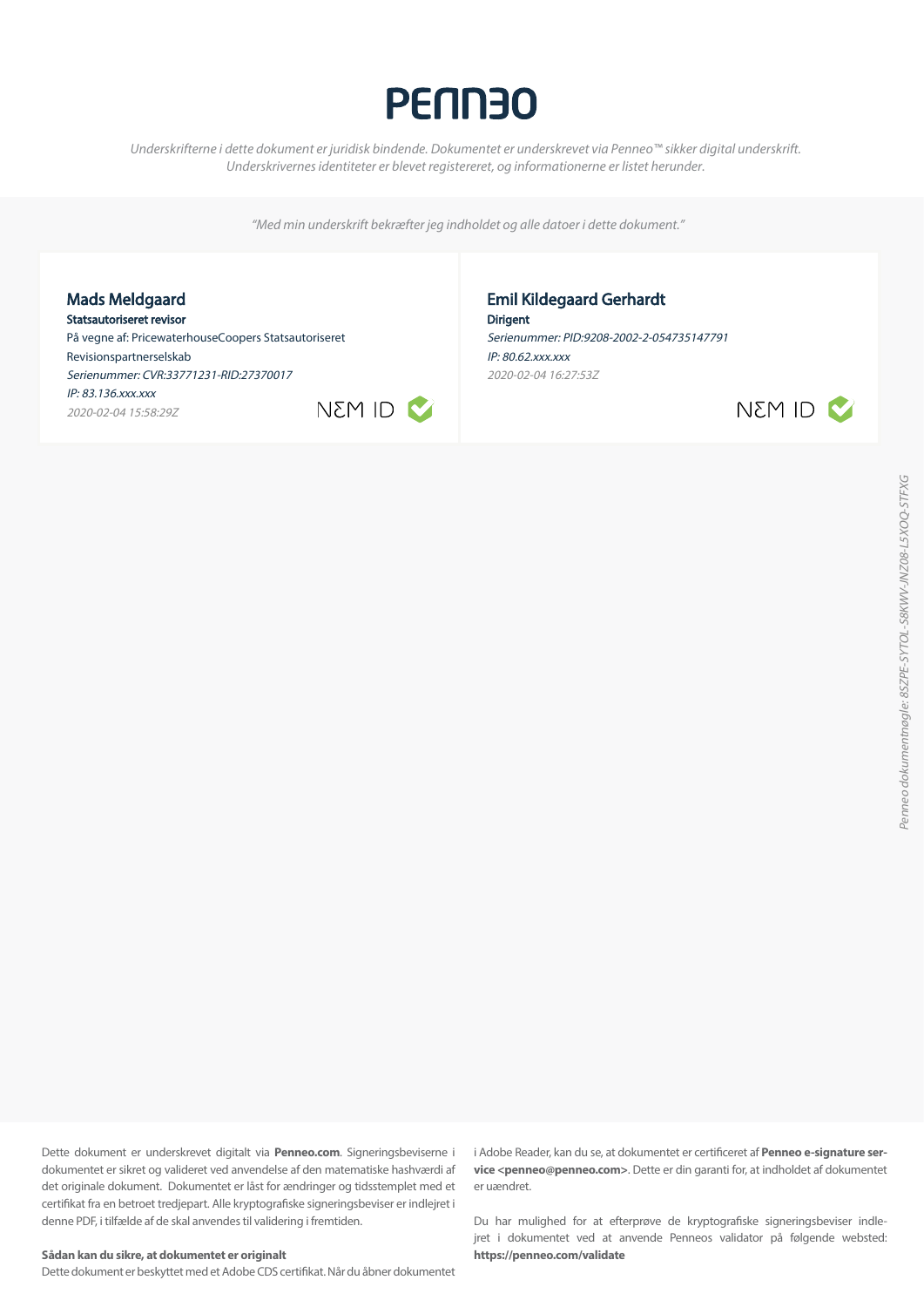# PENN30

*Underskrifterne i dette dokument er juridisk bindende. Dokumentet er underskrevet via Penneo™ sikker digital underskrift. Underskrivernes identiteter er blevet registereret, og informationerne er listet herunder.*

*"Med min underskrift bekræfter jeg indholdet og alle datoer i dette dokument."*

**Mads Meldgaard**
**Statsautoriseret revisor**
På vegne af: PricewaterhouseCoopers Statsautoriseret Revisionspartnerselskab
*Serienummer: CVR:33771231-RID:27370017*
*IP: 83.136.xxx.xxx*
*2020-02-04 15:58:29Z*

NEM ID

**Emil Kildegaard Gerhardt**
**Dirigent**
*Serienummer: PID:9208-2002-2-054735147791*
*IP: 80.62.xxx.xxx*
*2020-02-04 16:27:53Z*

NEM ID

*Penneo dokumentnøgle: 8SZPE-5YTOL-S8KWV-JNZ08-L5XOQ-STFXG*

Dette dokument er underskrevet digitalt via **Penneo.com**. Signeringsbeviserne i dokumentet er sikret og valideret ved anvendelse af den matematiske hashværdi af det originale dokument. Dokumentet er låst for ændringer og tidsstemplet med et certifikat fra en betroet tredjepart. Alle kryptografiske signeringsbeviser er indlejret i denne PDF, i tilfælde af de skal anvendes til validering i fremtiden.

**Sådan kan du sikre, at dokumentet er originalt**

Dette dokument er beskyttet med et Adobe CDS certifikat. Når du åbner dokumentet i Adobe Reader, kan du se, at dokumentet er certificeret af **Penneo e-signature service <penneo@penneo.com>**. Dette er din garanti for, at indholdet af dokumentet er uændret.

Du har mulighed for at efterprøve de kryptografiske signeringsbeviser indlejret i dokumentet ved at anvende Penneos validator på følgende websted: **https://penneo.com/validate**